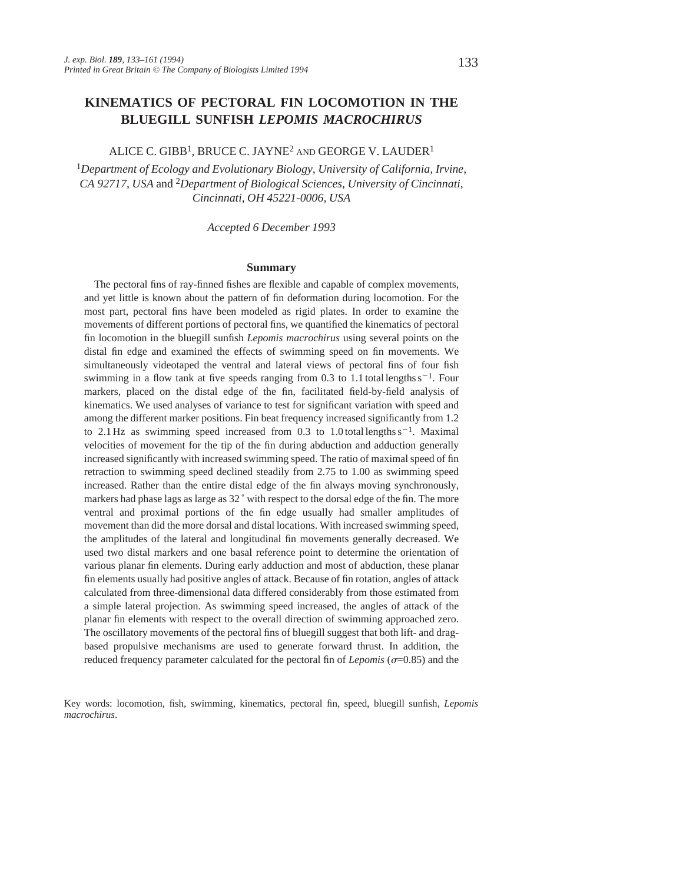# KINEMATICS OF PECTORAL FIN LOCOMOTION IN THE BLUEGILL SUNFISH *LEPOMIS MACROCHIRUS*

ALICE C. GIBB[1], BRUCE C. JAYNE[2] AND GEORGE V. LAUDER[1]

[1]*Department of Ecology and Evolutionary Biology, University of California, Irvine, CA 92717, USA* and [2]*Department of Biological Sciences, University of Cincinnati, Cincinnati, OH 45221-0006, USA*

*Accepted 6 December 1993*

## Summary

The pectoral fins of ray-finned fishes are flexible and capable of complex movements, and yet little is known about the pattern of fin deformation during locomotion. For the most part, pectoral fins have been modeled as rigid plates. In order to examine the movements of different portions of pectoral fins, we quantified the kinematics of pectoral fin locomotion in the bluegill sunfish *Lepomis macrochirus* using several points on the distal fin edge and examined the effects of swimming speed on fin movements. We simultaneously videotaped the ventral and lateral views of pectoral fins of four fish swimming in a flow tank at five speeds ranging from 0.3 to 1.1 total lengths $s^{-1}$. Four markers, placed on the distal edge of the fin, facilitated field-by-field analysis of kinematics. We used analyses of variance to test for significant variation with speed and among the different marker positions. Fin beat frequency increased significantly from 1.2 to 2.1 Hz as swimming speed increased from 0.3 to 1.0 total lengths $s^{-1}$. Maximal velocities of movement for the tip of the fin during abduction and adduction generally increased significantly with increased swimming speed. The ratio of maximal speed of fin retraction to swimming speed declined steadily from 2.75 to 1.00 as swimming speed increased. Rather than the entire distal edge of the fin always moving synchronously, markers had phase lags as large as 32° with respect to the dorsal edge of the fin. The more ventral and proximal portions of the fin edge usually had smaller amplitudes of movement than did the more dorsal and distal locations. With increased swimming speed, the amplitudes of the lateral and longitudinal fin movements generally decreased. We used two distal markers and one basal reference point to determine the orientation of various planar fin elements. During early adduction and most of abduction, these planar fin elements usually had positive angles of attack. Because of fin rotation, angles of attack calculated from three-dimensional data differed considerably from those estimated from a simple lateral projection. As swimming speed increased, the angles of attack of the planar fin elements with respect to the overall direction of swimming approached zero. The oscillatory movements of the pectoral fins of bluegill suggest that both lift- and drag-based propulsive mechanisms are used to generate forward thrust. In addition, the reduced frequency parameter calculated for the pectoral fin of *Lepomis* ($\sigma$=0.85) and the

Key words: locomotion, fish, swimming, kinematics, pectoral fin, speed, bluegill sunfish, *Lepomis macrochirus*.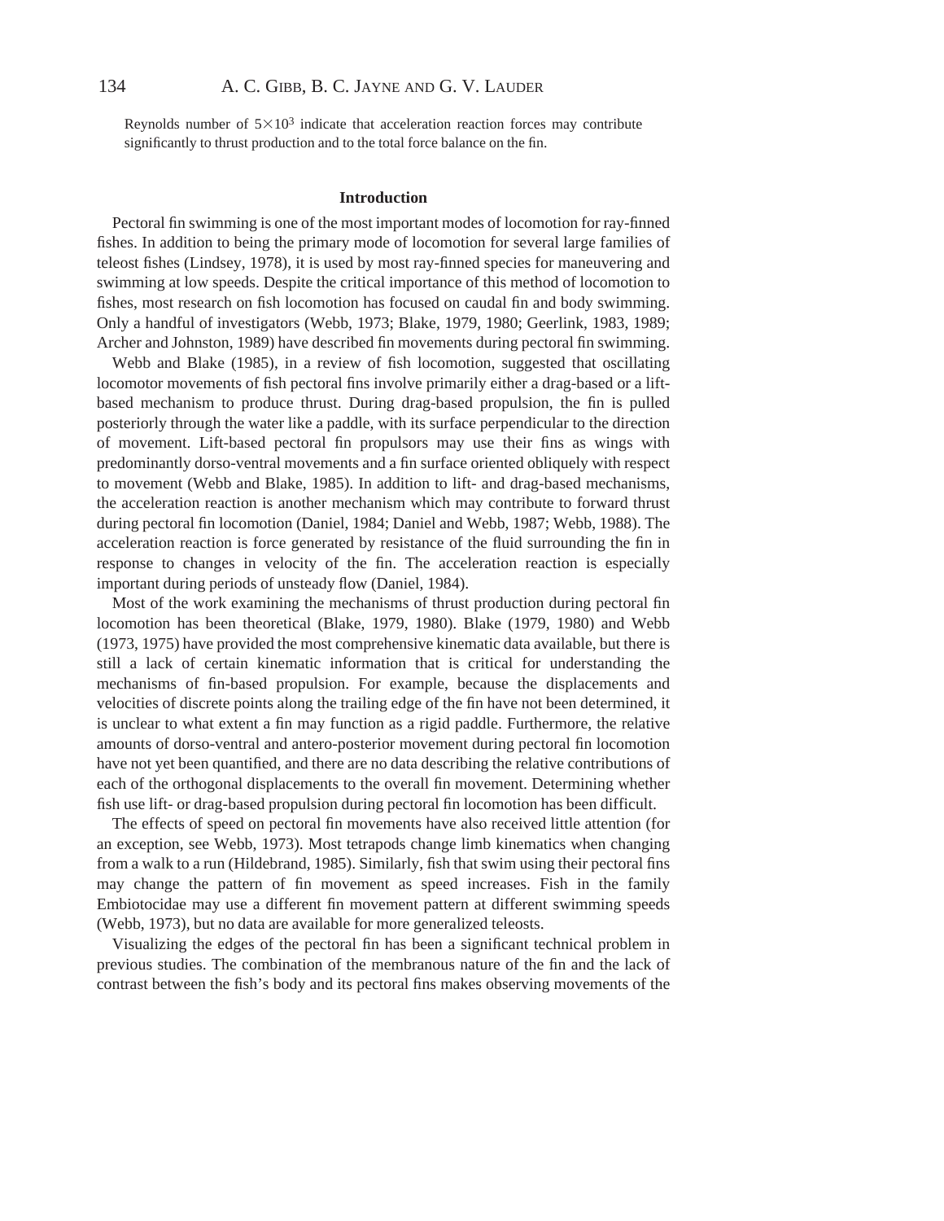Reynolds number of $5\times10^3$ indicate that acceleration reaction forces may contribute significantly to thrust production and to the total force balance on the fin.

## Introduction

Pectoral fin swimming is one of the most important modes of locomotion for ray-finned fishes. In addition to being the primary mode of locomotion for several large families of teleost fishes (Lindsey, 1978), it is used by most ray-finned species for maneuvering and swimming at low speeds. Despite the critical importance of this method of locomotion to fishes, most research on fish locomotion has focused on caudal fin and body swimming. Only a handful of investigators (Webb, 1973; Blake, 1979, 1980; Geerlink, 1983, 1989; Archer and Johnston, 1989) have described fin movements during pectoral fin swimming.

Webb and Blake (1985), in a review of fish locomotion, suggested that oscillating locomotor movements of fish pectoral fins involve primarily either a drag-based or a lift-based mechanism to produce thrust. During drag-based propulsion, the fin is pulled posteriorly through the water like a paddle, with its surface perpendicular to the direction of movement. Lift-based pectoral fin propulsors may use their fins as wings with predominantly dorso-ventral movements and a fin surface oriented obliquely with respect to movement (Webb and Blake, 1985). In addition to lift- and drag-based mechanisms, the acceleration reaction is another mechanism which may contribute to forward thrust during pectoral fin locomotion (Daniel, 1984; Daniel and Webb, 1987; Webb, 1988). The acceleration reaction is force generated by resistance of the fluid surrounding the fin in response to changes in velocity of the fin. The acceleration reaction is especially important during periods of unsteady flow (Daniel, 1984).

Most of the work examining the mechanisms of thrust production during pectoral fin locomotion has been theoretical (Blake, 1979, 1980). Blake (1979, 1980) and Webb (1973, 1975) have provided the most comprehensive kinematic data available, but there is still a lack of certain kinematic information that is critical for understanding the mechanisms of fin-based propulsion. For example, because the displacements and velocities of discrete points along the trailing edge of the fin have not been determined, it is unclear to what extent a fin may function as a rigid paddle. Furthermore, the relative amounts of dorso-ventral and antero-posterior movement during pectoral fin locomotion have not yet been quantified, and there are no data describing the relative contributions of each of the orthogonal displacements to the overall fin movement. Determining whether fish use lift- or drag-based propulsion during pectoral fin locomotion has been difficult.

The effects of speed on pectoral fin movements have also received little attention (for an exception, see Webb, 1973). Most tetrapods change limb kinematics when changing from a walk to a run (Hildebrand, 1985). Similarly, fish that swim using their pectoral fins may change the pattern of fin movement as speed increases. Fish in the family Embiotocidae may use a different fin movement pattern at different swimming speeds (Webb, 1973), but no data are available for more generalized teleosts.

Visualizing the edges of the pectoral fin has been a significant technical problem in previous studies. The combination of the membranous nature of the fin and the lack of contrast between the fish's body and its pectoral fins makes observing movements of the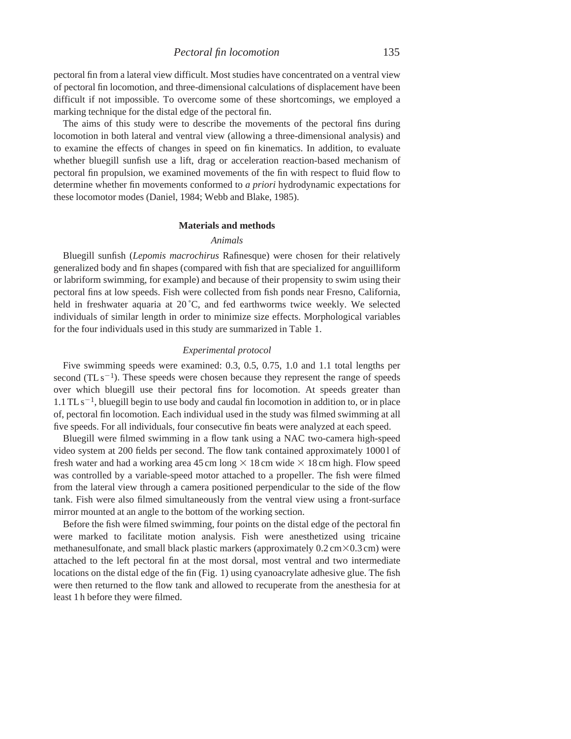pectoral fin from a lateral view difficult. Most studies have concentrated on a ventral view of pectoral fin locomotion, and three-dimensional calculations of displacement have been difficult if not impossible. To overcome some of these shortcomings, we employed a marking technique for the distal edge of the pectoral fin.

The aims of this study were to describe the movements of the pectoral fins during locomotion in both lateral and ventral view (allowing a three-dimensional analysis) and to examine the effects of changes in speed on fin kinematics. In addition, to evaluate whether bluegill sunfish use a lift, drag or acceleration reaction-based mechanism of pectoral fin propulsion, we examined movements of the fin with respect to fluid flow to determine whether fin movements conformed to *a priori* hydrodynamic expectations for these locomotor modes (Daniel, 1984; Webb and Blake, 1985).

## Materials and methods

### *Animals*

Bluegill sunfish (*Lepomis macrochirus* Rafinesque) were chosen for their relatively generalized body and fin shapes (compared with fish that are specialized for anguilliform or labriform swimming, for example) and because of their propensity to swim using their pectoral fins at low speeds. Fish were collected from fish ponds near Fresno, California, held in freshwater aquaria at 20 ˚C, and fed earthworms twice weekly. We selected individuals of similar length in order to minimize size effects. Morphological variables for the four individuals used in this study are summarized in Table 1.

### *Experimental protocol*

Five swimming speeds were examined: 0.3, 0.5, 0.75, 1.0 and 1.1 total lengths per second ($TL\,s^{-1}$). These speeds were chosen because they represent the range of speeds over which bluegill use their pectoral fins for locomotion. At speeds greater than $1.1\,TL\,s^{-1}$, bluegill begin to use body and caudal fin locomotion in addition to, or in place of, pectoral fin locomotion. Each individual used in the study was filmed swimming at all five speeds. For all individuals, four consecutive fin beats were analyzed at each speed.

Bluegill were filmed swimming in a flow tank using a NAC two-camera high-speed video system at 200 fields per second. The flow tank contained approximately 1000 l of fresh water and had a working area 45 cm long × 18 cm wide × 18 cm high. Flow speed was controlled by a variable-speed motor attached to a propeller. The fish were filmed from the lateral view through a camera positioned perpendicular to the side of the flow tank. Fish were also filmed simultaneously from the ventral view using a front-surface mirror mounted at an angle to the bottom of the working section.

Before the fish were filmed swimming, four points on the distal edge of the pectoral fin were marked to facilitate motion analysis. Fish were anesthetized using tricaine methanesulfonate, and small black plastic markers (approximately 0.2 cm×0.3 cm) were attached to the left pectoral fin at the most dorsal, most ventral and two intermediate locations on the distal edge of the fin (Fig. 1) using cyanoacrylate adhesive glue. The fish were then returned to the flow tank and allowed to recuperate from the anesthesia for at least 1 h before they were filmed.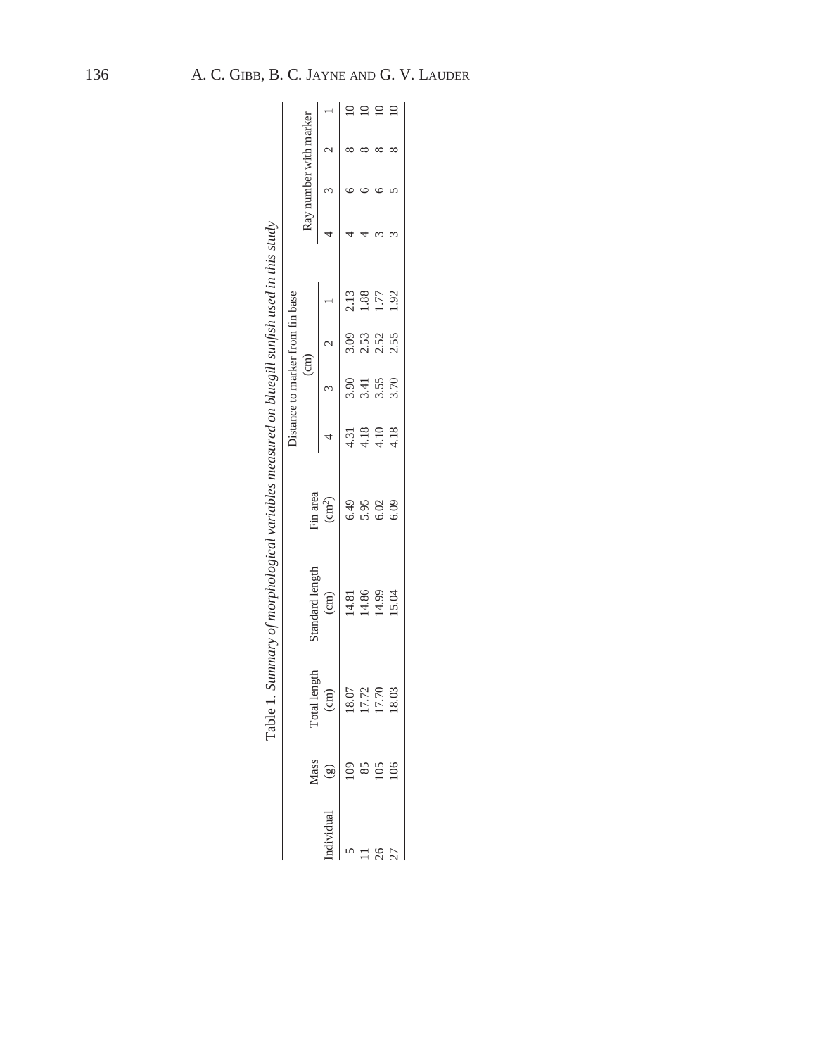Table 1. *Summary of morphological variables measured on bluegill sunfish used in this study*

| Individual | Mass (g) | Total length (cm) | Standard length (cm) | Fin area ($cm^2$) | Distance to marker from fin base (cm) | | | | Ray number with marker | | | |
|---|---|---|---|---|---|---|---|---|---|---|---|---|
| | | | | | 4 | 3 | 2 | 1 | 4 | 3 | 2 | 1 |
| 5 | 109 | 18.07 | 14.81 | 6.49 | 4.31 | 3.90 | 3.09 | 2.13 | 4 | 6 | 8 | 10 |
| 11 | 85 | 17.72 | 14.86 | 5.95 | 4.18 | 3.41 | 2.53 | 1.88 | 4 | 6 | 8 | 10 |
| 26 | 105 | 17.70 | 14.99 | 6.02 | 4.10 | 3.55 | 2.52 | 1.77 | 3 | 6 | 8 | 10 |
| 27 | 106 | 18.03 | 15.04 | 6.09 | 4.18 | 3.70 | 2.55 | 1.92 | 3 | 5 | 8 | 10 |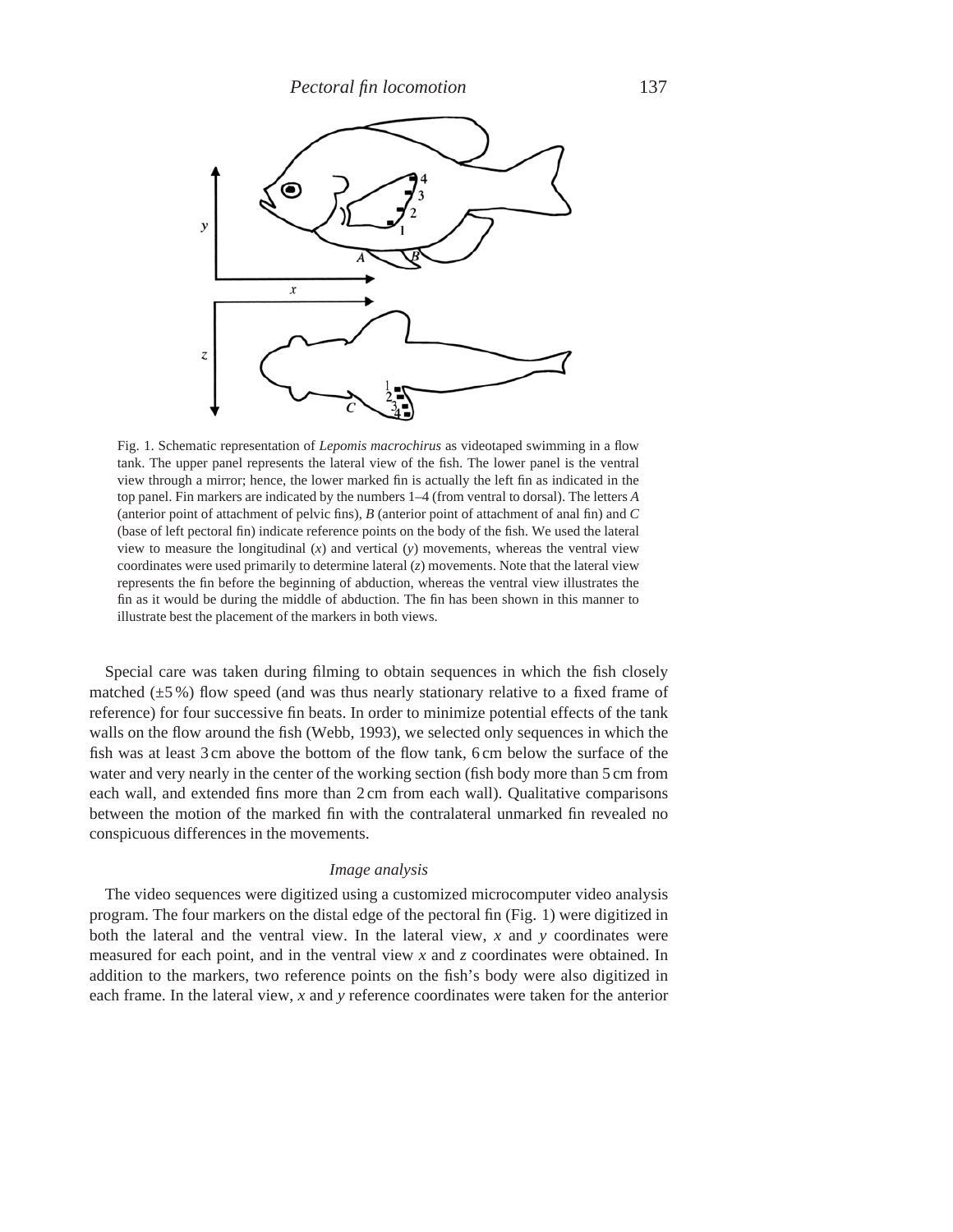Fig. 1. Schematic representation of *Lepomis macrochirus* as videotaped swimming in a flow tank. The upper panel represents the lateral view of the fish. The lower panel is the ventral view through a mirror; hence, the lower marked fin is actually the left fin as indicated in the top panel. Fin markers are indicated by the numbers 1–4 (from ventral to dorsal). The letters *A* (anterior point of attachment of pelvic fins), *B* (anterior point of attachment of anal fin) and *C* (base of left pectoral fin) indicate reference points on the body of the fish. We used the lateral view to measure the longitudinal ($x$) and vertical ($y$) movements, whereas the ventral view coordinates were used primarily to determine lateral ($z$) movements. Note that the lateral view represents the fin before the beginning of abduction, whereas the ventral view illustrates the fin as it would be during the middle of abduction. The fin has been shown in this manner to illustrate best the placement of the markers in both views.

Special care was taken during filming to obtain sequences in which the fish closely matched (±5 %) flow speed (and was thus nearly stationary relative to a fixed frame of reference) for four successive fin beats. In order to minimize potential effects of the tank walls on the flow around the fish (Webb, 1993), we selected only sequences in which the fish was at least 3 cm above the bottom of the flow tank, 6 cm below the surface of the water and very nearly in the center of the working section (fish body more than 5 cm from each wall, and extended fins more than 2 cm from each wall). Qualitative comparisons between the motion of the marked fin with the contralateral unmarked fin revealed no conspicuous differences in the movements.

### *Image analysis*

The video sequences were digitized using a customized microcomputer video analysis program. The four markers on the distal edge of the pectoral fin (Fig. 1) were digitized in both the lateral and the ventral view. In the lateral view, $x$ and $y$ coordinates were measured for each point, and in the ventral view $x$ and $z$ coordinates were obtained. In addition to the markers, two reference points on the fish's body were also digitized in each frame. In the lateral view, $x$ and $y$ reference coordinates were taken for the anterior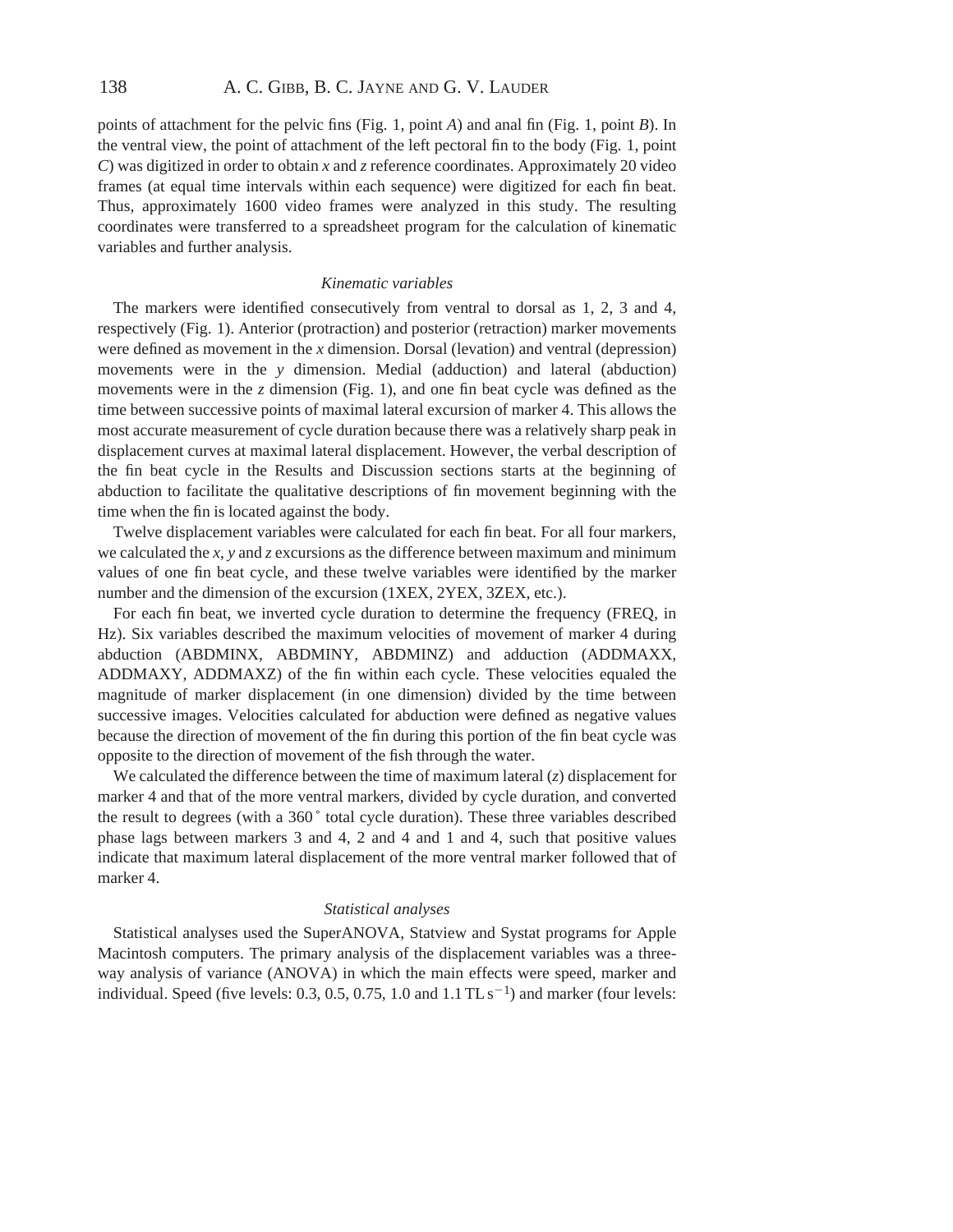points of attachment for the pelvic fins (Fig. 1, point *A*) and anal fin (Fig. 1, point *B*). In the ventral view, the point of attachment of the left pectoral fin to the body (Fig. 1, point *C*) was digitized in order to obtain *x* and *z* reference coordinates. Approximately 20 video frames (at equal time intervals within each sequence) were digitized for each fin beat. Thus, approximately 1600 video frames were analyzed in this study. The resulting coordinates were transferred to a spreadsheet program for the calculation of kinematic variables and further analysis.

### *Kinematic variables*

The markers were identified consecutively from ventral to dorsal as 1, 2, 3 and 4, respectively (Fig. 1). Anterior (protraction) and posterior (retraction) marker movements were defined as movement in the *x* dimension. Dorsal (levation) and ventral (depression) movements were in the *y* dimension. Medial (adduction) and lateral (abduction) movements were in the *z* dimension (Fig. 1), and one fin beat cycle was defined as the time between successive points of maximal lateral excursion of marker 4. This allows the most accurate measurement of cycle duration because there was a relatively sharp peak in displacement curves at maximal lateral displacement. However, the verbal description of the fin beat cycle in the Results and Discussion sections starts at the beginning of abduction to facilitate the qualitative descriptions of fin movement beginning with the time when the fin is located against the body.

Twelve displacement variables were calculated for each fin beat. For all four markers, we calculated the *x*, *y* and *z* excursions as the difference between maximum and minimum values of one fin beat cycle, and these twelve variables were identified by the marker number and the dimension of the excursion (1XEX, 2YEX, 3ZEX, etc.).

For each fin beat, we inverted cycle duration to determine the frequency (FREQ, in Hz). Six variables described the maximum velocities of movement of marker 4 during abduction (ABDMINX, ABDMINY, ABDMINZ) and adduction (ADDMAXX, ADDMAXY, ADDMAXZ) of the fin within each cycle. These velocities equaled the magnitude of marker displacement (in one dimension) divided by the time between successive images. Velocities calculated for abduction were defined as negative values because the direction of movement of the fin during this portion of the fin beat cycle was opposite to the direction of movement of the fish through the water.

We calculated the difference between the time of maximum lateral (*z*) displacement for marker 4 and that of the more ventral markers, divided by cycle duration, and converted the result to degrees (with a 360° total cycle duration). These three variables described phase lags between markers 3 and 4, 2 and 4 and 1 and 4, such that positive values indicate that maximum lateral displacement of the more ventral marker followed that of marker 4.

### *Statistical analyses*

Statistical analyses used the SuperANOVA, Statview and Systat programs for Apple Macintosh computers. The primary analysis of the displacement variables was a three-way analysis of variance (ANOVA) in which the main effects were speed, marker and individual. Speed (five levels: 0.3, 0.5, 0.75, 1.0 and 1.1 TL $s^{-1}$) and marker (four levels: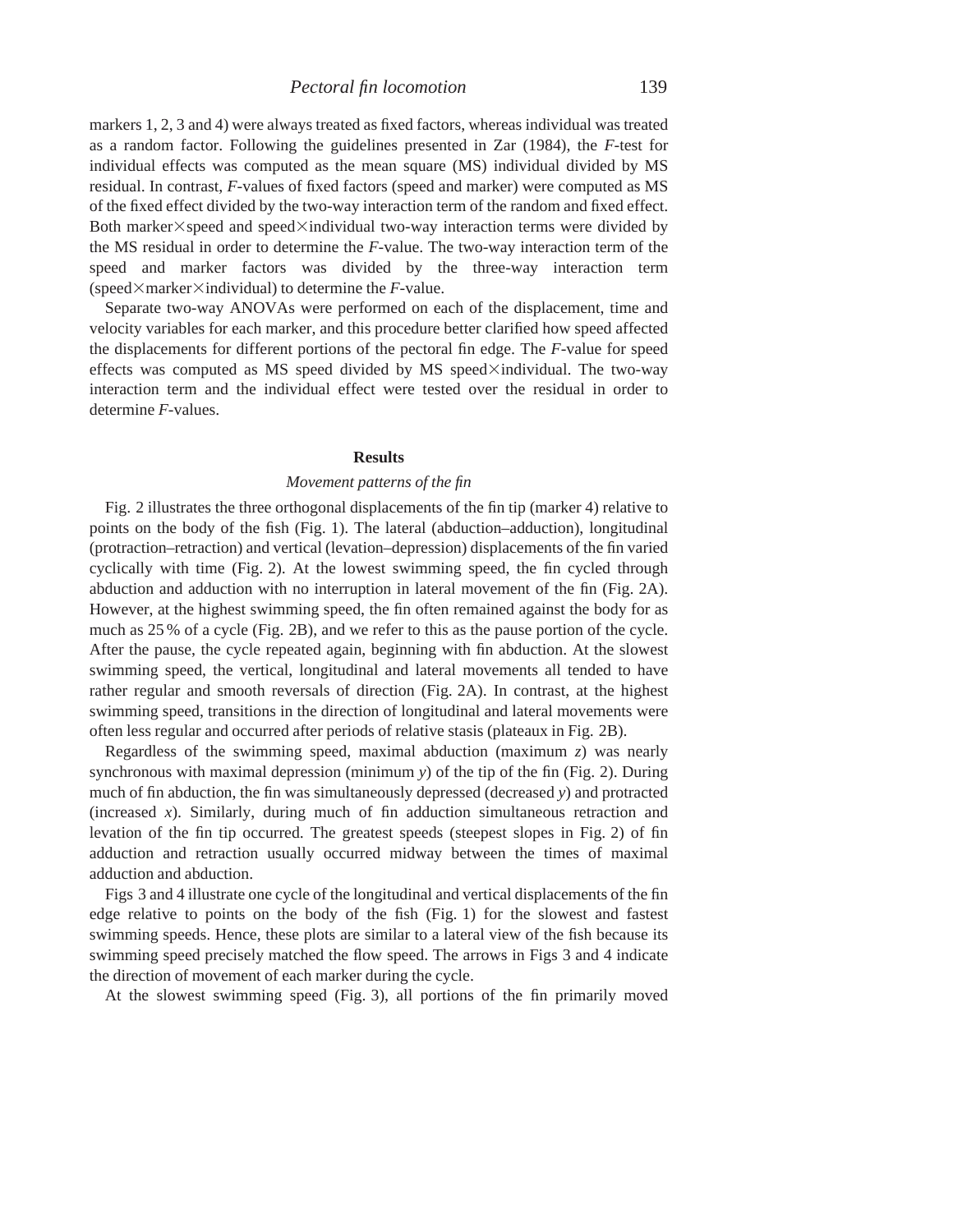markers 1, 2, 3 and 4) were always treated as fixed factors, whereas individual was treated as a random factor. Following the guidelines presented in Zar (1984), the *F*-test for individual effects was computed as the mean square (MS) individual divided by MS residual. In contrast, *F*-values of fixed factors (speed and marker) were computed as MS of the fixed effect divided by the two-way interaction term of the random and fixed effect. Both marker×speed and speed×individual two-way interaction terms were divided by the MS residual in order to determine the *F*-value. The two-way interaction term of the speed and marker factors was divided by the three-way interaction term (speed×marker×individual) to determine the *F*-value.

Separate two-way ANOVAs were performed on each of the displacement, time and velocity variables for each marker, and this procedure better clarified how speed affected the displacements for different portions of the pectoral fin edge. The *F*-value for speed effects was computed as MS speed divided by MS speed×individual. The two-way interaction term and the individual effect were tested over the residual in order to determine *F*-values.

## Results

### *Movement patterns of the fin*

Fig. 2 illustrates the three orthogonal displacements of the fin tip (marker 4) relative to points on the body of the fish (Fig. 1). The lateral (abduction–adduction), longitudinal (protraction–retraction) and vertical (levation–depression) displacements of the fin varied cyclically with time (Fig. 2). At the lowest swimming speed, the fin cycled through abduction and adduction with no interruption in lateral movement of the fin (Fig. 2A). However, at the highest swimming speed, the fin often remained against the body for as much as 25 % of a cycle (Fig. 2B), and we refer to this as the pause portion of the cycle. After the pause, the cycle repeated again, beginning with fin abduction. At the slowest swimming speed, the vertical, longitudinal and lateral movements all tended to have rather regular and smooth reversals of direction (Fig. 2A). In contrast, at the highest swimming speed, transitions in the direction of longitudinal and lateral movements were often less regular and occurred after periods of relative stasis (plateaux in Fig. 2B).

Regardless of the swimming speed, maximal abduction (maximum $z$) was nearly synchronous with maximal depression (minimum $y$) of the tip of the fin (Fig. 2). During much of fin abduction, the fin was simultaneously depressed (decreased $y$) and protracted (increased $x$). Similarly, during much of fin adduction simultaneous retraction and levation of the fin tip occurred. The greatest speeds (steepest slopes in Fig. 2) of fin adduction and retraction usually occurred midway between the times of maximal adduction and abduction.

Figs 3 and 4 illustrate one cycle of the longitudinal and vertical displacements of the fin edge relative to points on the body of the fish (Fig. 1) for the slowest and fastest swimming speeds. Hence, these plots are similar to a lateral view of the fish because its swimming speed precisely matched the flow speed. The arrows in Figs 3 and 4 indicate the direction of movement of each marker during the cycle.

At the slowest swimming speed (Fig. 3), all portions of the fin primarily moved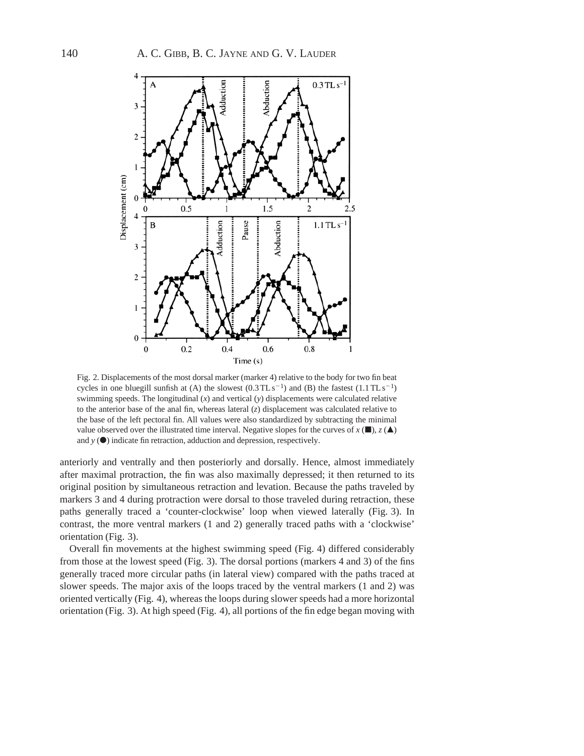Fig. 2. Displacements of the most dorsal marker (marker 4) relative to the body for two fin beat cycles in one bluegill sunfish at (A) the slowest ($0.3\,\mathrm{TL\,s^{-1}}$) and (B) the fastest ($1.1\,\mathrm{TL\,s^{-1}}$) swimming speeds. The longitudinal ($x$) and vertical ($y$) displacements were calculated relative to the anterior base of the anal fin, whereas lateral ($z$) displacement was calculated relative to the base of the left pectoral fin. All values were also standardized by subtracting the minimal value observed over the illustrated time interval. Negative slopes for the curves of $x$ (■), $z$ (▲) and $y$ (●) indicate fin retraction, adduction and depression, respectively.

anteriorly and ventrally and then posteriorly and dorsally. Hence, almost immediately after maximal protraction, the fin was also maximally depressed; it then returned to its original position by simultaneous retraction and levation. Because the paths traveled by markers 3 and 4 during protraction were dorsal to those traveled during retraction, these paths generally traced a 'counter-clockwise' loop when viewed laterally (Fig. 3). In contrast, the more ventral markers (1 and 2) generally traced paths with a 'clockwise' orientation (Fig. 3).

Overall fin movements at the highest swimming speed (Fig. 4) differed considerably from those at the lowest speed (Fig. 3). The dorsal portions (markers 4 and 3) of the fins generally traced more circular paths (in lateral view) compared with the paths traced at slower speeds. The major axis of the loops traced by the ventral markers (1 and 2) was oriented vertically (Fig. 4), whereas the loops during slower speeds had a more horizontal orientation (Fig. 3). At high speed (Fig. 4), all portions of the fin edge began moving with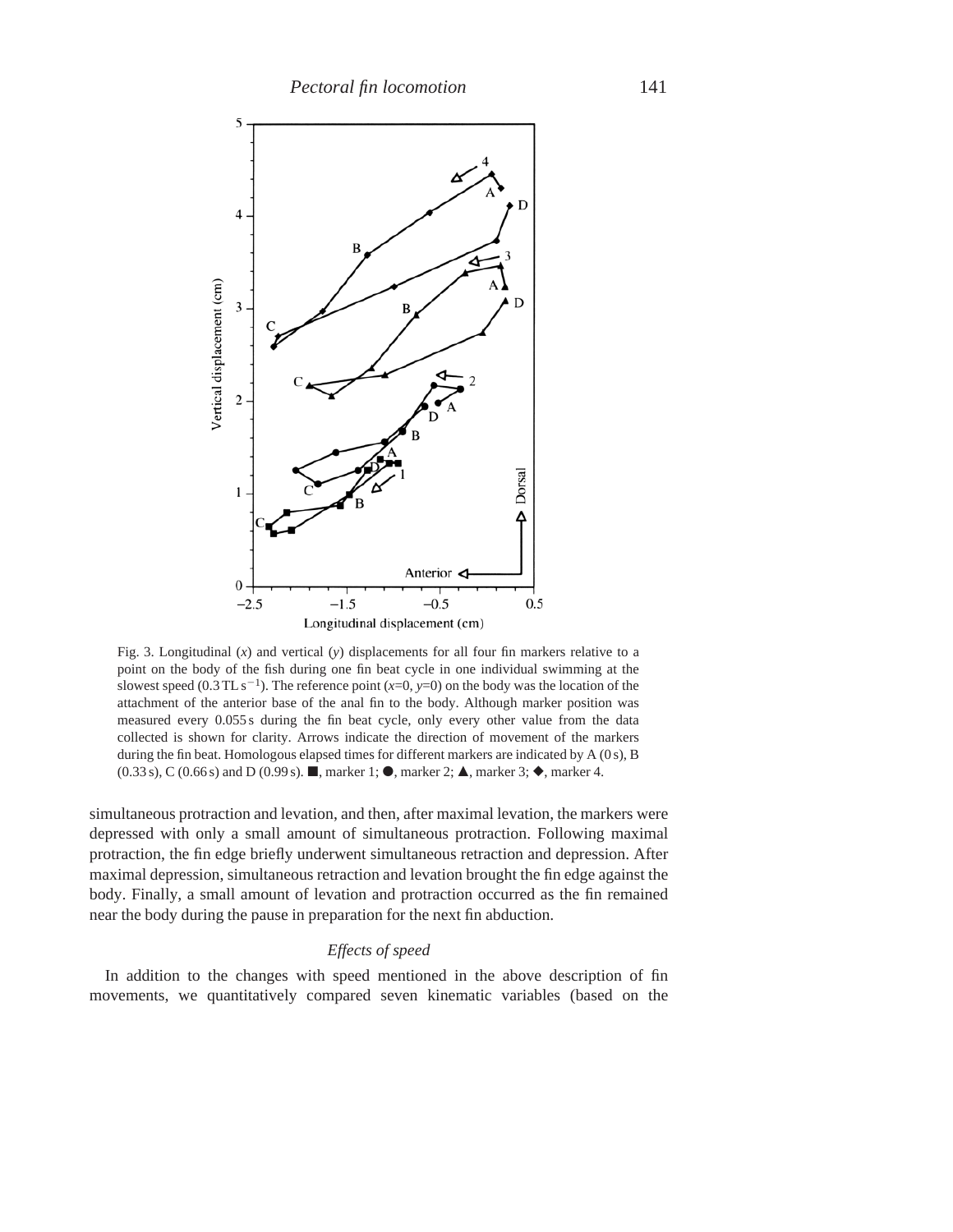Fig. 3. Longitudinal ($x$) and vertical ($y$) displacements for all four fin markers relative to a point on the body of the fish during one fin beat cycle in one individual swimming at the slowest speed ($0.3\,TL\,s^{-1}$). The reference point ($x$=0, $y$=0) on the body was the location of the attachment of the anterior base of the anal fin to the body. Although marker position was measured every 0.055 s during the fin beat cycle, only every other value from the data collected is shown for clarity. Arrows indicate the direction of movement of the markers during the fin beat. Homologous elapsed times for different markers are indicated by A (0 s), B (0.33 s), C (0.66 s) and D (0.99 s). ■, marker 1; ●, marker 2; ▲, marker 3; ◆, marker 4.

simultaneous protraction and levation, and then, after maximal levation, the markers were depressed with only a small amount of simultaneous protraction. Following maximal protraction, the fin edge briefly underwent simultaneous retraction and depression. After maximal depression, simultaneous retraction and levation brought the fin edge against the body. Finally, a small amount of levation and protraction occurred as the fin remained near the body during the pause in preparation for the next fin abduction.

### *Effects of speed*

In addition to the changes with speed mentioned in the above description of fin movements, we quantitatively compared seven kinematic variables (based on the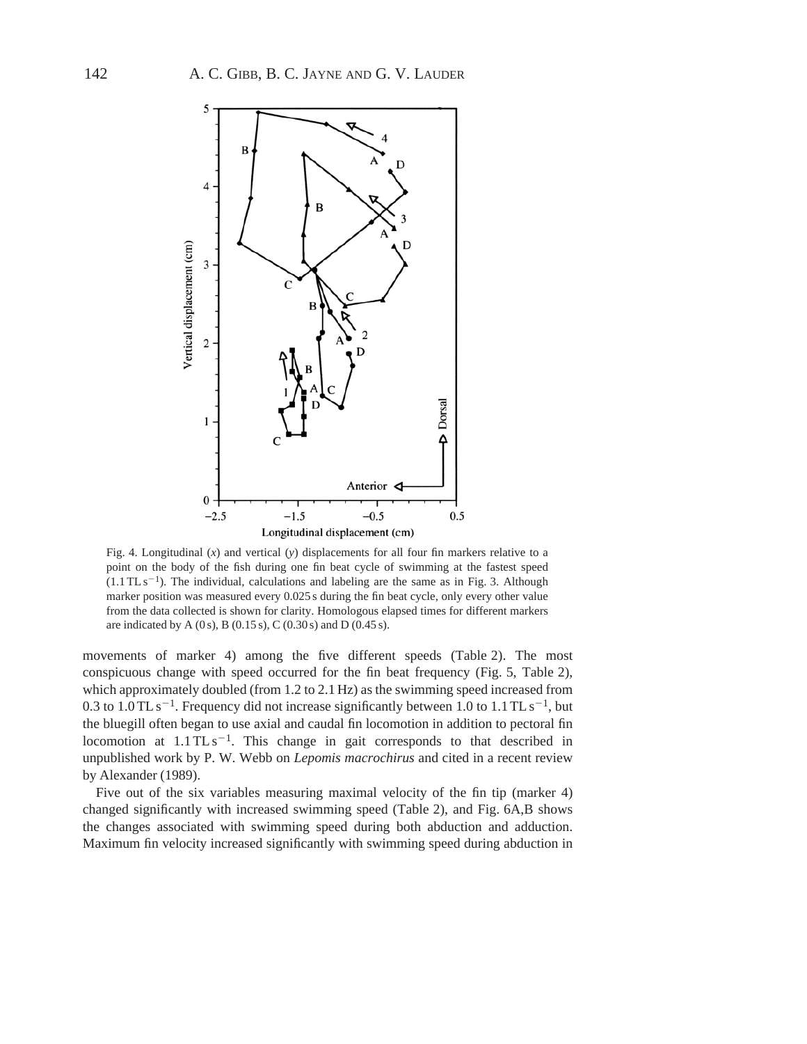Fig. 4. Longitudinal ($x$) and vertical ($y$) displacements for all four fin markers relative to a point on the body of the fish during one fin beat cycle of swimming at the fastest speed ($1.1\,\mathrm{TL\,s^{-1}}$). The individual, calculations and labeling are the same as in Fig. 3. Although marker position was measured every 0.025 s during the fin beat cycle, only every other value from the data collected is shown for clarity. Homologous elapsed times for different markers are indicated by A (0 s), B (0.15 s), C (0.30 s) and D (0.45 s).

movements of marker 4) among the five different speeds (Table 2). The most conspicuous change with speed occurred for the fin beat frequency (Fig. 5, Table 2), which approximately doubled (from 1.2 to 2.1 Hz) as the swimming speed increased from 0.3 to $1.0\,\mathrm{TL\,s^{-1}}$. Frequency did not increase significantly between 1.0 to $1.1\,\mathrm{TL\,s^{-1}}$, but the bluegill often began to use axial and caudal fin locomotion in addition to pectoral fin locomotion at $1.1\,\mathrm{TL\,s^{-1}}$. This change in gait corresponds to that described in unpublished work by P. W. Webb on *Lepomis macrochirus* and cited in a recent review by Alexander (1989).

Five out of the six variables measuring maximal velocity of the fin tip (marker 4) changed significantly with increased swimming speed (Table 2), and Fig. 6A,B shows the changes associated with swimming speed during both abduction and adduction. Maximum fin velocity increased significantly with swimming speed during abduction in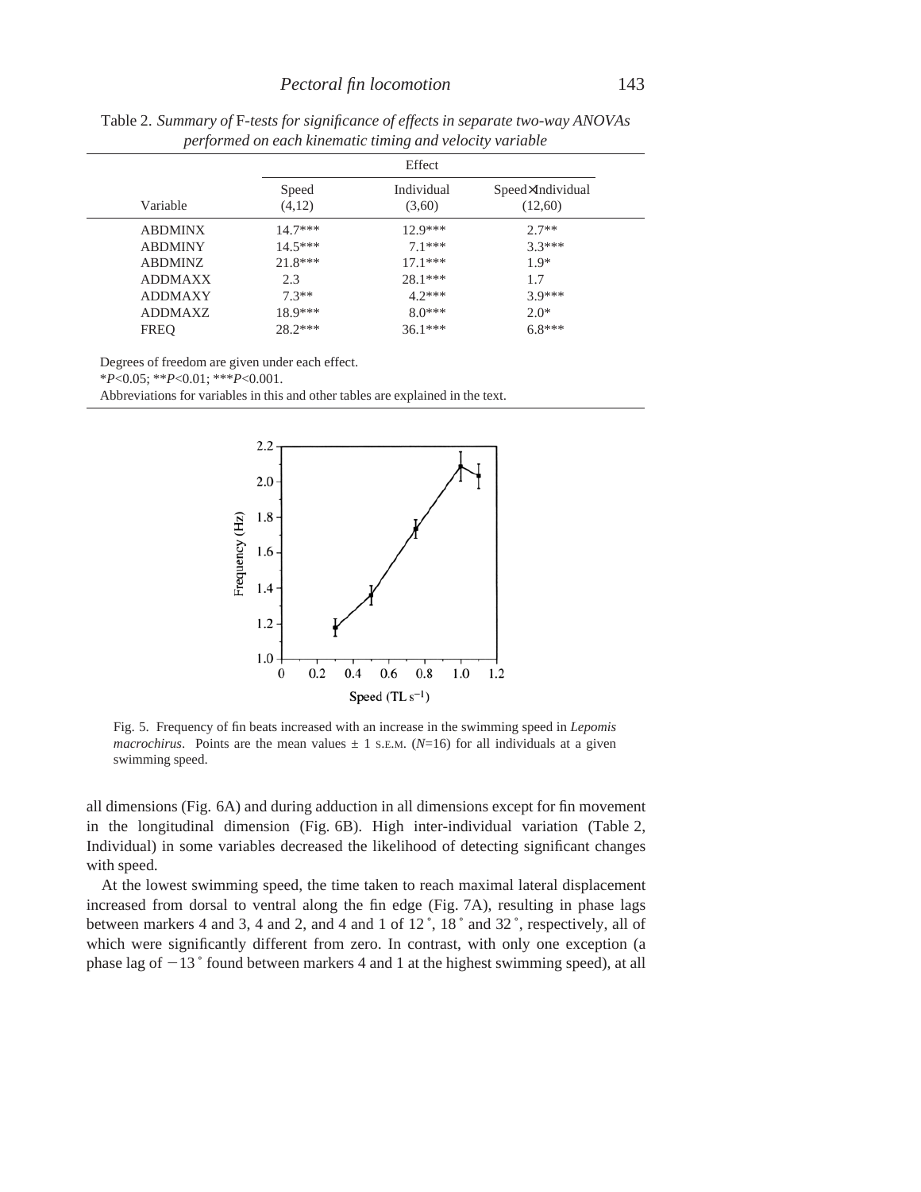Table 2. *Summary of* F*-tests for significance of effects in separate two-way ANOVAs performed on each kinematic timing and velocity variable*

| Variable | Effect | | |
|---|---|---|---|
| | Speed (4,12) | Individual (3,60) | Speed×Individual (12,60) |
| ABDMINX | 14.7*** | 12.9*** | 2.7** |
| ABDMINY | 14.5*** | 7.1*** | 3.3*** |
| ABDMINZ | 21.8*** | 17.1*** | 1.9* |
| ADDMAXX | 2.3 | 28.1*** | 1.7 |
| ADDMAXY | 7.3** | 4.2*** | 3.9*** |
| ADDMAXZ | 18.9*** | 8.0*** | 2.0* |
| FREQ | 28.2*** | 36.1*** | 6.8*** |

Degrees of freedom are given under each effect.

*$P<0.05$; **$P<0.01$; ***$P<0.001$.

Abbreviations for variables in this and other tables are explained in the text.

Fig. 5. Frequency of fin beats increased with an increase in the swimming speed in *Lepomis macrochirus*. Points are the mean values ± 1 S.E.M. ($N$=16) for all individuals at a given swimming speed.

all dimensions (Fig. 6A) and during adduction in all dimensions except for fin movement in the longitudinal dimension (Fig. 6B). High inter-individual variation (Table 2, Individual) in some variables decreased the likelihood of detecting significant changes with speed.

At the lowest swimming speed, the time taken to reach maximal lateral displacement increased from dorsal to ventral along the fin edge (Fig. 7A), resulting in phase lags between markers 4 and 3, 4 and 2, and 4 and 1 of 12°, 18° and 32°, respectively, all of which were significantly different from zero. In contrast, with only one exception (a phase lag of −13° found between markers 4 and 1 at the highest swimming speed), at all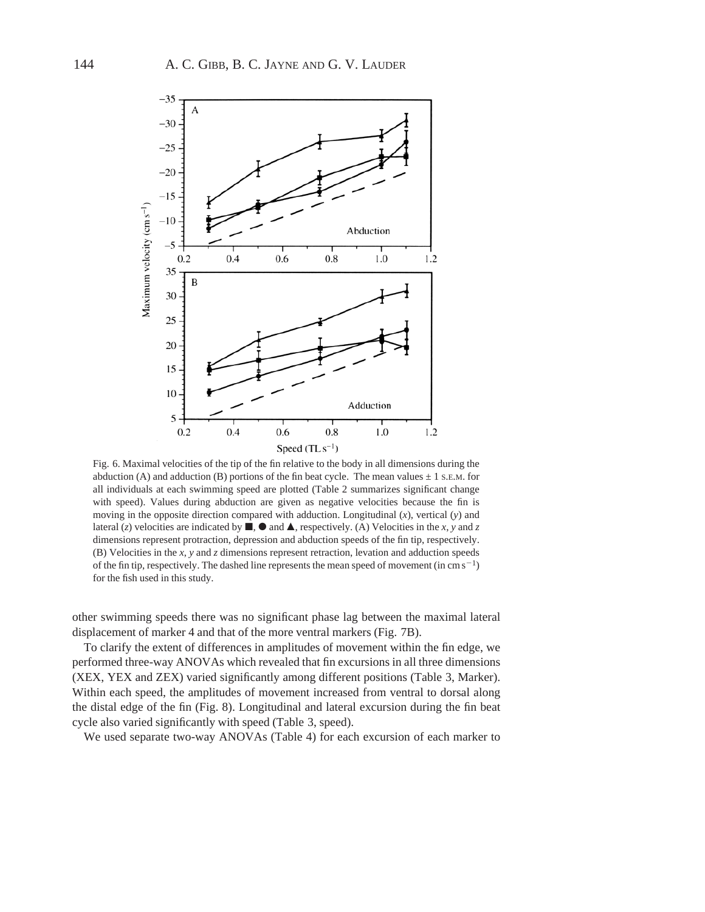Fig. 6. Maximal velocities of the tip of the fin relative to the body in all dimensions during the abduction (A) and adduction (B) portions of the fin beat cycle. The mean values ± 1 S.E.M. for all individuals at each swimming speed are plotted (Table 2 summarizes significant change with speed). Values during abduction are given as negative velocities because the fin is moving in the opposite direction compared with adduction. Longitudinal (*x*), vertical (*y*) and lateral (*z*) velocities are indicated by ■, ● and ▲, respectively. (A) Velocities in the *x*, *y* and *z* dimensions represent protraction, depression and abduction speeds of the fin tip, respectively. (B) Velocities in the *x*, *y* and *z* dimensions represent retraction, levation and adduction speeds of the fin tip, respectively. The dashed line represents the mean speed of movement (in $cm\,s^{-1}$) for the fish used in this study.

other swimming speeds there was no significant phase lag between the maximal lateral displacement of marker 4 and that of the more ventral markers (Fig. 7B).

To clarify the extent of differences in amplitudes of movement within the fin edge, we performed three-way ANOVAs which revealed that fin excursions in all three dimensions (XEX, YEX and ZEX) varied significantly among different positions (Table 3, Marker). Within each speed, the amplitudes of movement increased from ventral to dorsal along the distal edge of the fin (Fig. 8). Longitudinal and lateral excursion during the fin beat cycle also varied significantly with speed (Table 3, speed).

We used separate two-way ANOVAs (Table 4) for each excursion of each marker to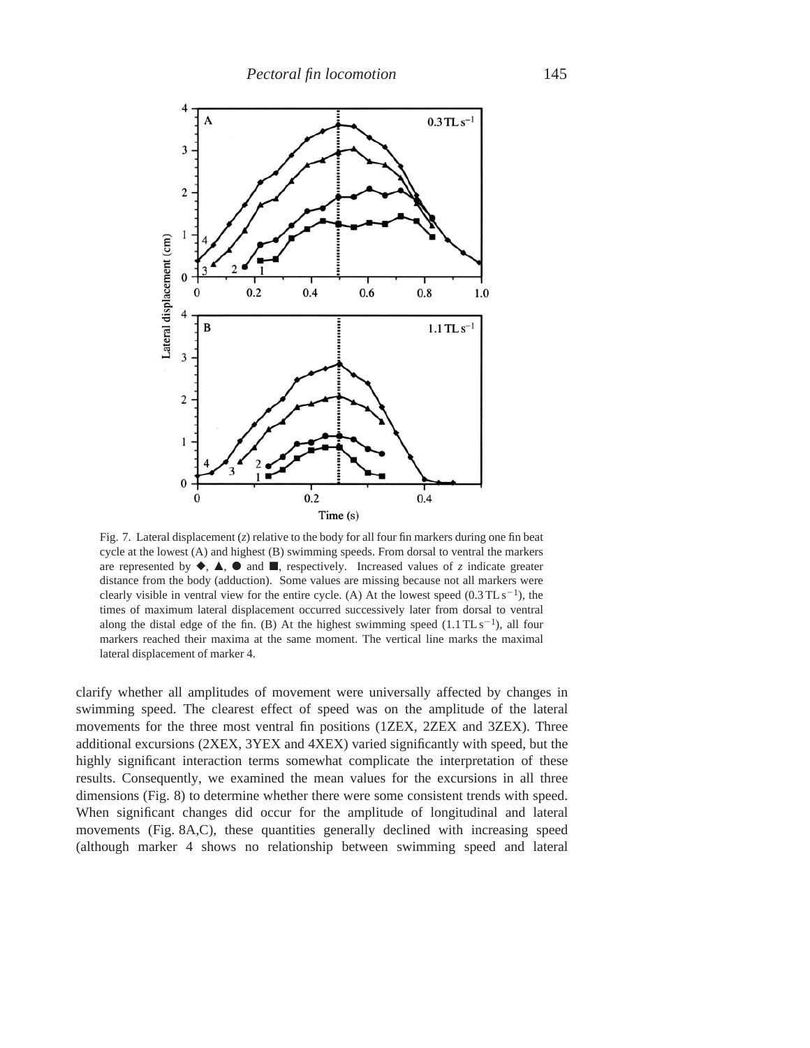Fig. 7. Lateral displacement ($z$) relative to the body for all four fin markers during one fin beat cycle at the lowest (A) and highest (B) swimming speeds. From dorsal to ventral the markers are represented by ◆, ▲, ● and ■, respectively. Increased values of $z$ indicate greater distance from the body (adduction). Some values are missing because not all markers were clearly visible in ventral view for the entire cycle. (A) At the lowest speed ($0.3\,TL\,s^{-1}$), the times of maximum lateral displacement occurred successively later from dorsal to ventral along the distal edge of the fin. (B) At the highest swimming speed ($1.1\,TL\,s^{-1}$), all four markers reached their maxima at the same moment. The vertical line marks the maximal lateral displacement of marker 4.

clarify whether all amplitudes of movement were universally affected by changes in swimming speed. The clearest effect of speed was on the amplitude of the lateral movements for the three most ventral fin positions (1ZEX, 2ZEX and 3ZEX). Three additional excursions (2XEX, 3YEX and 4XEX) varied significantly with speed, but the highly significant interaction terms somewhat complicate the interpretation of these results. Consequently, we examined the mean values for the excursions in all three dimensions (Fig. 8) to determine whether there were some consistent trends with speed. When significant changes did occur for the amplitude of longitudinal and lateral movements (Fig. 8A,C), these quantities generally declined with increasing speed (although marker 4 shows no relationship between swimming speed and lateral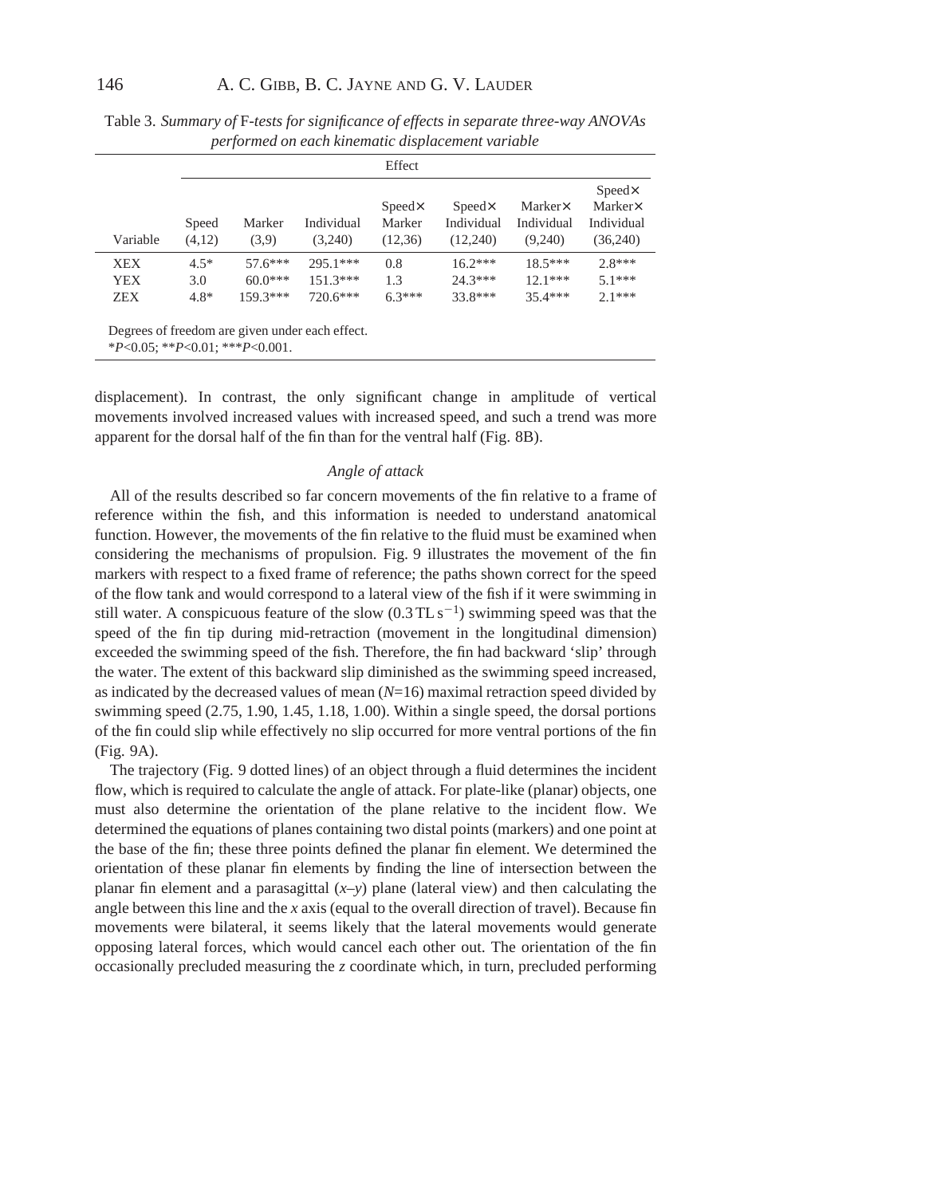Table 3. *Summary of* F*-tests for significance of effects in separate three-way ANOVAs performed on each kinematic displacement variable*

| | Effect | | | | | | |
|---|---|---|---|---|---|---|---|
| Variable | Speed (4,12) | Marker (3,9) | Individual (3,240) | Speed× Marker (12,36) | Speed× Individual (12,240) | Marker× Individual (9,240) | Speed× Marker× Individual (36,240) |
| XEX | 4.5* | 57.6*** | 295.1*** | 0.8 | 16.2*** | 18.5*** | 2.8*** |
| YEX | 3.0 | 60.0*** | 151.3*** | 1.3 | 24.3*** | 12.1*** | 5.1*** |
| ZEX | 4.8* | 159.3*** | 720.6*** | 6.3*** | 33.8*** | 35.4*** | 2.1*** |

Degrees of freedom are given under each effect.
$^*P<0.05$; $^{**}P<0.01$; $^{***}P<0.001$.

displacement). In contrast, the only significant change in amplitude of vertical movements involved increased values with increased speed, and such a trend was more apparent for the dorsal half of the fin than for the ventral half (Fig. 8B).

### *Angle of attack*

All of the results described so far concern movements of the fin relative to a frame of reference within the fish, and this information is needed to understand anatomical function. However, the movements of the fin relative to the fluid must be examined when considering the mechanisms of propulsion. Fig. 9 illustrates the movement of the fin markers with respect to a fixed frame of reference; the paths shown correct for the speed of the flow tank and would correspond to a lateral view of the fish if it were swimming in still water. A conspicuous feature of the slow ($0.3\,\mathrm{TL\,s^{-1}}$) swimming speed was that the speed of the fin tip during mid-retraction (movement in the longitudinal dimension) exceeded the swimming speed of the fish. Therefore, the fin had backward 'slip' through the water. The extent of this backward slip diminished as the swimming speed increased, as indicated by the decreased values of mean ($N$=16) maximal retraction speed divided by swimming speed (2.75, 1.90, 1.45, 1.18, 1.00). Within a single speed, the dorsal portions of the fin could slip while effectively no slip occurred for more ventral portions of the fin (Fig. 9A).

The trajectory (Fig. 9 dotted lines) of an object through a fluid determines the incident flow, which is required to calculate the angle of attack. For plate-like (planar) objects, one must also determine the orientation of the plane relative to the incident flow. We determined the equations of planes containing two distal points (markers) and one point at the base of the fin; these three points defined the planar fin element. We determined the orientation of these planar fin elements by finding the line of intersection between the planar fin element and a parasagittal ($x$–$y$) plane (lateral view) and then calculating the angle between this line and the $x$ axis (equal to the overall direction of travel). Because fin movements were bilateral, it seems likely that the lateral movements would generate opposing lateral forces, which would cancel each other out. The orientation of the fin occasionally precluded measuring the $z$ coordinate which, in turn, precluded performing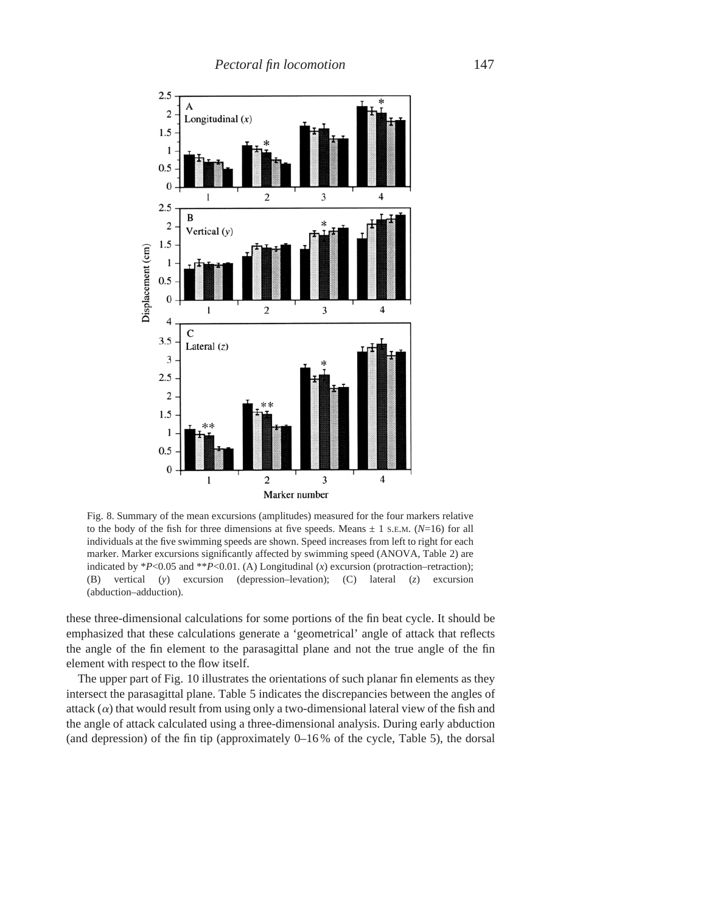Fig. 8. Summary of the mean excursions (amplitudes) measured for the four markers relative to the body of the fish for three dimensions at five speeds. Means ± 1 S.E.M. ($N$=16) for all individuals at the five swimming speeds are shown. Speed increases from left to right for each marker. Marker excursions significantly affected by swimming speed (ANOVA, Table 2) are indicated by *$P$<0.05 and **$P$<0.01. (A) Longitudinal ($x$) excursion (protraction–retraction); (B) vertical ($y$) excursion (depression–levation); (C) lateral ($z$) excursion (abduction–adduction).

these three-dimensional calculations for some portions of the fin beat cycle. It should be emphasized that these calculations generate a 'geometrical' angle of attack that reflects the angle of the fin element to the parasagittal plane and not the true angle of the fin element with respect to the flow itself.

The upper part of Fig. 10 illustrates the orientations of such planar fin elements as they intersect the parasagittal plane. Table 5 indicates the discrepancies between the angles of attack ($\alpha$) that would result from using only a two-dimensional lateral view of the fish and the angle of attack calculated using a three-dimensional analysis. During early abduction (and depression) of the fin tip (approximately 0–16 % of the cycle, Table 5), the dorsal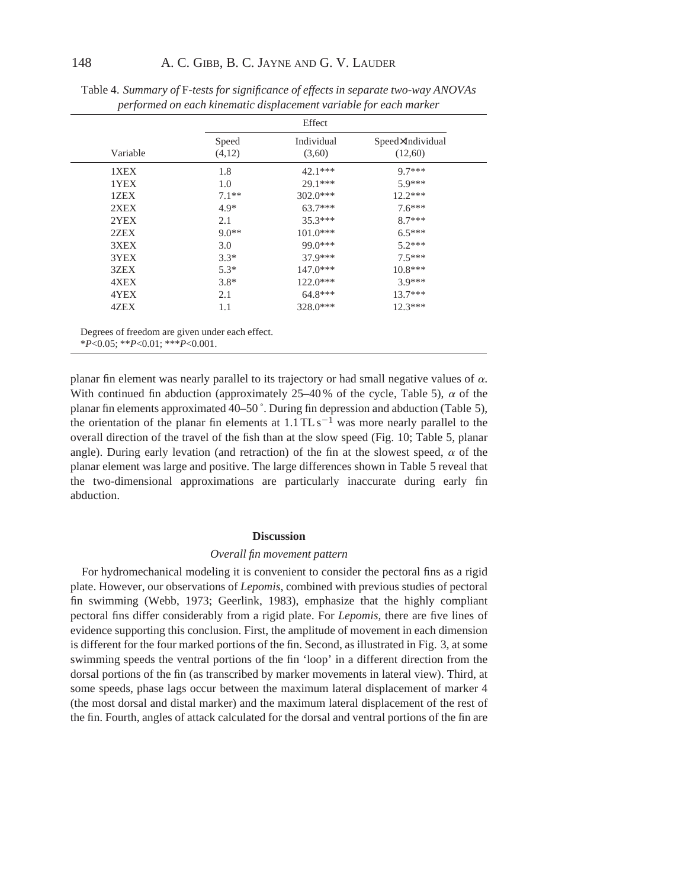Table 4. *Summary of F-tests for significance of effects in separate two-way ANOVAs performed on each kinematic displacement variable for each marker*

| Variable | Effect | | |
|---|---|---|---|
| | Speed (4,12) | Individual (3,60) | Speed×Individual (12,60) |
| 1XEX | 1.8 | 42.1*** | 9.7*** |
| 1YEX | 1.0 | 29.1*** | 5.9*** |
| 1ZEX | 7.1** | 302.0*** | 12.2*** |
| 2XEX | 4.9* | 63.7*** | 7.6*** |
| 2YEX | 2.1 | 35.3*** | 8.7*** |
| 2ZEX | 9.0** | 101.0*** | 6.5*** |
| 3XEX | 3.0 | 99.0*** | 5.2*** |
| 3YEX | 3.3* | 37.9*** | 7.5*** |
| 3ZEX | 5.3* | 147.0*** | 10.8*** |
| 4XEX | 3.8* | 122.0*** | 3.9*** |
| 4YEX | 2.1 | 64.8*** | 13.7*** |
| 4ZEX | 1.1 | 328.0*** | 12.3*** |

Degrees of freedom are given under each effect.
*$P<0.05$; **$P<0.01$; ***$P<0.001$.

planar fin element was nearly parallel to its trajectory or had small negative values of $\alpha$. With continued fin abduction (approximately 25–40 % of the cycle, Table 5), $\alpha$ of the planar fin elements approximated 40–50 ˚. During fin depression and abduction (Table 5), the orientation of the planar fin elements at $1.1\,\mathrm{TL\,s^{-1}}$ was more nearly parallel to the overall direction of the travel of the fish than at the slow speed (Fig. 10; Table 5, planar angle). During early levation (and retraction) of the fin at the slowest speed, $\alpha$ of the planar element was large and positive. The large differences shown in Table 5 reveal that the two-dimensional approximations are particularly inaccurate during early fin abduction.

## Discussion

### *Overall fin movement pattern*

For hydromechanical modeling it is convenient to consider the pectoral fins as a rigid plate. However, our observations of *Lepomis*, combined with previous studies of pectoral fin swimming (Webb, 1973; Geerlink, 1983), emphasize that the highly compliant pectoral fins differ considerably from a rigid plate. For *Lepomis,* there are five lines of evidence supporting this conclusion. First, the amplitude of movement in each dimension is different for the four marked portions of the fin. Second, as illustrated in Fig. 3, at some swimming speeds the ventral portions of the fin 'loop' in a different direction from the dorsal portions of the fin (as transcribed by marker movements in lateral view). Third, at some speeds, phase lags occur between the maximum lateral displacement of marker 4 (the most dorsal and distal marker) and the maximum lateral displacement of the rest of the fin. Fourth, angles of attack calculated for the dorsal and ventral portions of the fin are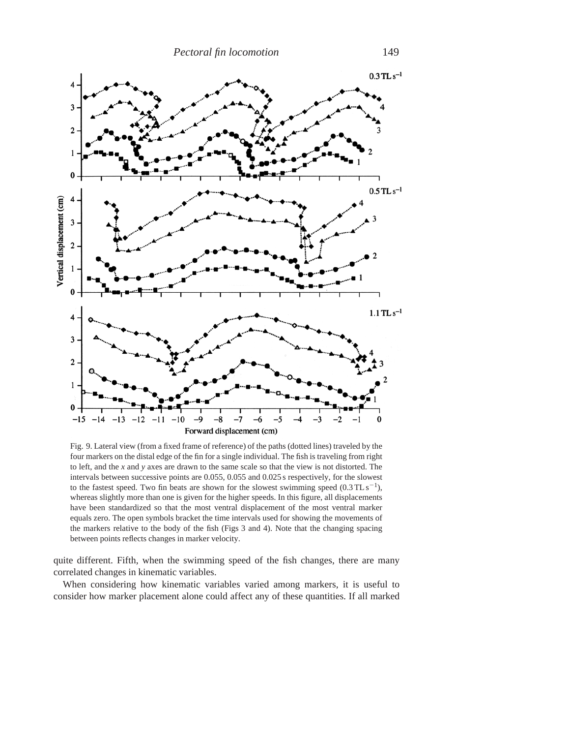Fig. 9. Lateral view (from a fixed frame of reference) of the paths (dotted lines) traveled by the four markers on the distal edge of the fin for a single individual. The fish is traveling from right to left, and the *x* and *y* axes are drawn to the same scale so that the view is not distorted. The intervals between successive points are 0.055, 0.055 and 0.025 s respectively, for the slowest to the fastest speed. Two fin beats are shown for the slowest swimming speed ($0.3\,\mathrm{TL\,s^{-1}}$), whereas slightly more than one is given for the higher speeds. In this figure, all displacements have been standardized so that the most ventral displacement of the most ventral marker equals zero. The open symbols bracket the time intervals used for showing the movements of the markers relative to the body of the fish (Figs 3 and 4). Note that the changing spacing between points reflects changes in marker velocity.

quite different. Fifth, when the swimming speed of the fish changes, there are many correlated changes in kinematic variables.

When considering how kinematic variables varied among markers, it is useful to consider how marker placement alone could affect any of these quantities. If all marked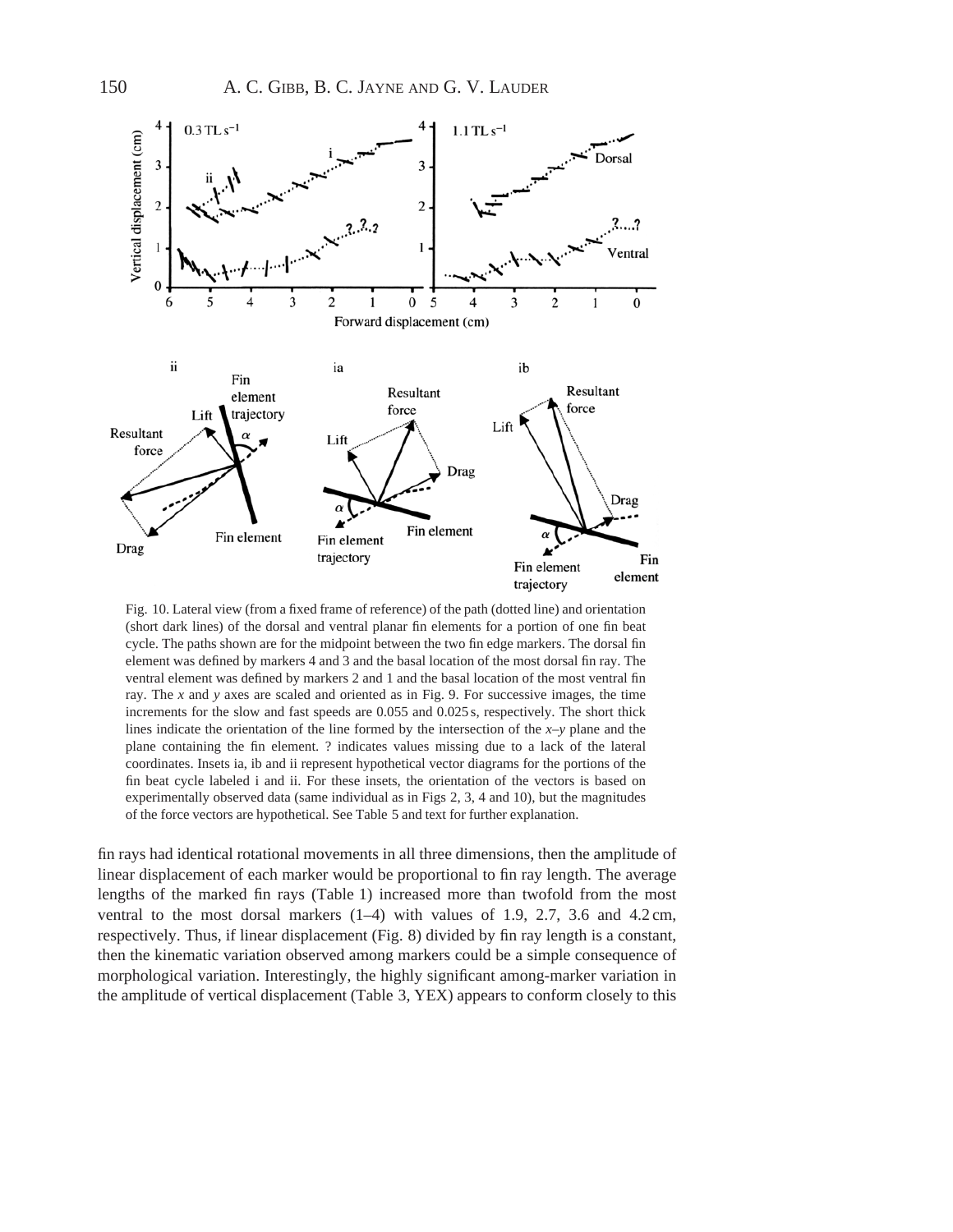Fig. 10. Lateral view (from a fixed frame of reference) of the path (dotted line) and orientation (short dark lines) of the dorsal and ventral planar fin elements for a portion of one fin beat cycle. The paths shown are for the midpoint between the two fin edge markers. The dorsal fin element was defined by markers 4 and 3 and the basal location of the most dorsal fin ray. The ventral element was defined by markers 2 and 1 and the basal location of the most ventral fin ray. The $x$ and $y$ axes are scaled and oriented as in Fig. 9. For successive images, the time increments for the slow and fast speeds are 0.055 and 0.025 s, respectively. The short thick lines indicate the orientation of the line formed by the intersection of the $x$–$y$ plane and the plane containing the fin element. ? indicates values missing due to a lack of the lateral coordinates. Insets ia, ib and ii represent hypothetical vector diagrams for the portions of the fin beat cycle labeled i and ii. For these insets, the orientation of the vectors is based on experimentally observed data (same individual as in Figs 2, 3, 4 and 10), but the magnitudes of the force vectors are hypothetical. See Table 5 and text for further explanation.

fin rays had identical rotational movements in all three dimensions, then the amplitude of linear displacement of each marker would be proportional to fin ray length. The average lengths of the marked fin rays (Table 1) increased more than twofold from the most ventral to the most dorsal markers (1–4) with values of 1.9, 2.7, 3.6 and 4.2 cm, respectively. Thus, if linear displacement (Fig. 8) divided by fin ray length is a constant, then the kinematic variation observed among markers could be a simple consequence of morphological variation. Interestingly, the highly significant among-marker variation in the amplitude of vertical displacement (Table 3, YEX) appears to conform closely to this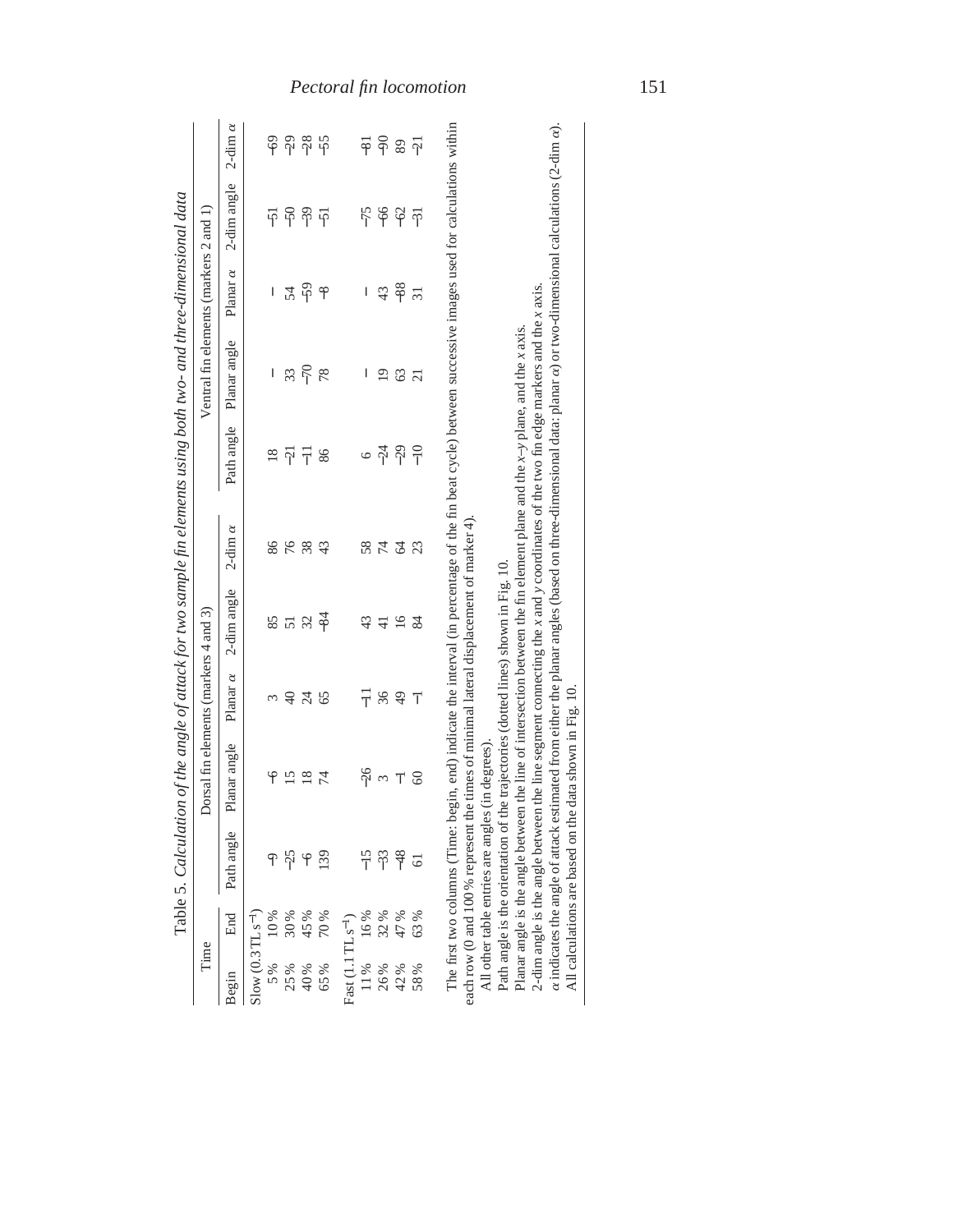Table 5. *Calculation of the angle of attack for two sample fin elements using both two- and three-dimensional data*

| Time | | Dorsal fin elements (markers 4 and 3) | | | | | Ventral fin elements (markers 2 and 1) | | | | |
|---|---|---|---|---|---|---|---|---|---|---|---|
| Begin | End | Path angle | Planar angle | Planar $\alpha$ | 2-dim angle | 2-dim $\alpha$ | Path angle | Planar angle | Planar $\alpha$ | 2-dim angle | 2-dim $\alpha$ |
| Slow (0.3 TL s$^{-1}$) | | | | | | | | | | | |
| 5 % | 10 % | −9 | −6 | 3 | 85 | 86 | 18 | – | – | −51 | −69 |
| 25 % | 30 % | −25 | 15 | 40 | 51 | 76 | −21 | 33 | 54 | −50 | −29 |
| 40 % | 45 % | −6 | 18 | 24 | 32 | 38 | −11 | −70 | −59 | −39 | −28 |
| 65 % | 70 % | 139 | 74 | 65 | −84 | 43 | 86 | 78 | −8 | −51 | −55 |
| Fast (1.1 TL s$^{-1}$) | | | | | | | | | | | |
| 11 % | 16 % | −15 | −26 | −11 | 43 | 58 | 6 | – | – | −75 | −81 |
| 26 % | 32 % | −33 | 3 | 36 | 41 | 74 | −24 | 19 | 43 | −66 | −90 |
| 42 % | 47 % | −48 | −1 | 49 | 16 | 64 | −29 | 63 | −88 | −62 | 89 |
| 58 % | 63 % | 61 | 60 | −1 | 84 | 23 | −10 | 21 | 31 | −31 | −21 |

The first two columns (Time: begin, end) indicate the interval (in percentage of the fin beat cycle) between successive images used for calculations within each row (0 and 100 % represent the times of minimal lateral displacement of marker 4).

All other table entries are angles (in degrees).

Path angle is the orientation of the trajectories (dotted lines) shown in Fig. 10.

Planar angle is the angle between the line of intersection between the fin element plane and the $x$–$y$ plane, and the $x$ axis.

2-dim angle is the angle between the line segment connecting the $x$ and $y$ coordinates of the two fin edge markers and the $x$ axis.

$\alpha$ indicates the angle of attack estimated from either the planar angles (based on three-dimensional data: planar $\alpha$) or two-dimensional calculations (2-dim $\alpha$).

All calculations are based on the data shown in Fig. 10.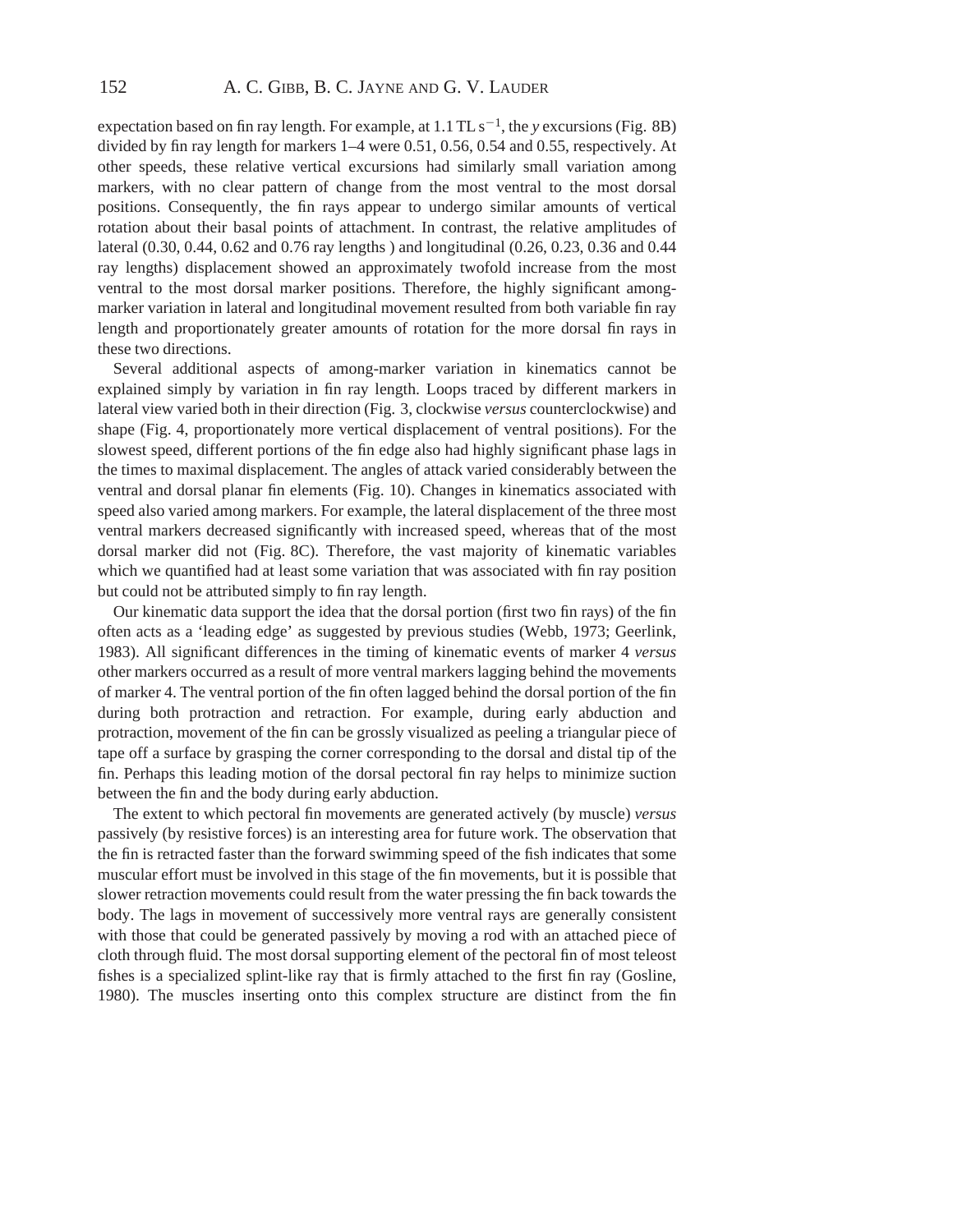expectation based on fin ray length. For example, at 1.1 TL $s^{-1}$, the *y* excursions (Fig. 8B) divided by fin ray length for markers 1–4 were 0.51, 0.56, 0.54 and 0.55, respectively. At other speeds, these relative vertical excursions had similarly small variation among markers, with no clear pattern of change from the most ventral to the most dorsal positions. Consequently, the fin rays appear to undergo similar amounts of vertical rotation about their basal points of attachment. In contrast, the relative amplitudes of lateral (0.30, 0.44, 0.62 and 0.76 ray lengths ) and longitudinal (0.26, 0.23, 0.36 and 0.44 ray lengths) displacement showed an approximately twofold increase from the most ventral to the most dorsal marker positions. Therefore, the highly significant among-marker variation in lateral and longitudinal movement resulted from both variable fin ray length and proportionately greater amounts of rotation for the more dorsal fin rays in these two directions.

Several additional aspects of among-marker variation in kinematics cannot be explained simply by variation in fin ray length. Loops traced by different markers in lateral view varied both in their direction (Fig. 3, clockwise *versus* counterclockwise) and shape (Fig. 4, proportionately more vertical displacement of ventral positions). For the slowest speed, different portions of the fin edge also had highly significant phase lags in the times to maximal displacement. The angles of attack varied considerably between the ventral and dorsal planar fin elements (Fig. 10). Changes in kinematics associated with speed also varied among markers. For example, the lateral displacement of the three most ventral markers decreased significantly with increased speed, whereas that of the most dorsal marker did not (Fig. 8C). Therefore, the vast majority of kinematic variables which we quantified had at least some variation that was associated with fin ray position but could not be attributed simply to fin ray length.

Our kinematic data support the idea that the dorsal portion (first two fin rays) of the fin often acts as a 'leading edge' as suggested by previous studies (Webb, 1973; Geerlink, 1983). All significant differences in the timing of kinematic events of marker 4 *versus* other markers occurred as a result of more ventral markers lagging behind the movements of marker 4. The ventral portion of the fin often lagged behind the dorsal portion of the fin during both protraction and retraction. For example, during early abduction and protraction, movement of the fin can be grossly visualized as peeling a triangular piece of tape off a surface by grasping the corner corresponding to the dorsal and distal tip of the fin. Perhaps this leading motion of the dorsal pectoral fin ray helps to minimize suction between the fin and the body during early abduction.

The extent to which pectoral fin movements are generated actively (by muscle) *versus* passively (by resistive forces) is an interesting area for future work. The observation that the fin is retracted faster than the forward swimming speed of the fish indicates that some muscular effort must be involved in this stage of the fin movements, but it is possible that slower retraction movements could result from the water pressing the fin back towards the body. The lags in movement of successively more ventral rays are generally consistent with those that could be generated passively by moving a rod with an attached piece of cloth through fluid. The most dorsal supporting element of the pectoral fin of most teleost fishes is a specialized splint-like ray that is firmly attached to the first fin ray (Gosline, 1980). The muscles inserting onto this complex structure are distinct from the fin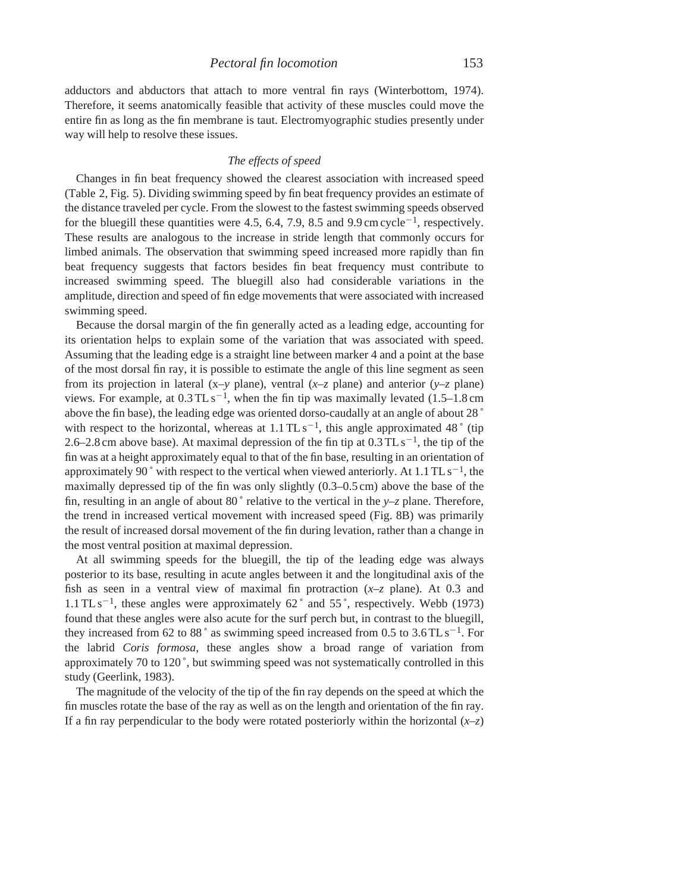adductors and abductors that attach to more ventral fin rays (Winterbottom, 1974). Therefore, it seems anatomically feasible that activity of these muscles could move the entire fin as long as the fin membrane is taut. Electromyographic studies presently under way will help to resolve these issues.

### *The effects of speed*

Changes in fin beat frequency showed the clearest association with increased speed (Table 2, Fig. 5). Dividing swimming speed by fin beat frequency provides an estimate of the distance traveled per cycle. From the slowest to the fastest swimming speeds observed for the bluegill these quantities were 4.5, 6.4, 7.9, 8.5 and 9.9 cm cycle$^{-1}$, respectively. These results are analogous to the increase in stride length that commonly occurs for limbed animals. The observation that swimming speed increased more rapidly than fin beat frequency suggests that factors besides fin beat frequency must contribute to increased swimming speed. The bluegill also had considerable variations in the amplitude, direction and speed of fin edge movements that were associated with increased swimming speed.

Because the dorsal margin of the fin generally acted as a leading edge, accounting for its orientation helps to explain some of the variation that was associated with speed. Assuming that the leading edge is a straight line between marker 4 and a point at the base of the most dorsal fin ray, it is possible to estimate the angle of this line segment as seen from its projection in lateral (x–*y* plane), ventral (*x*–*z* plane) and anterior (*y*–*z* plane) views. For example, at 0.3 TL s$^{-1}$, when the fin tip was maximally levated (1.5–1.8 cm above the fin base), the leading edge was oriented dorso-caudally at an angle of about 28 ° with respect to the horizontal, whereas at 1.1 TL s$^{-1}$, this angle approximated 48 ° (tip 2.6–2.8 cm above base). At maximal depression of the fin tip at 0.3 TL s$^{-1}$, the tip of the fin was at a height approximately equal to that of the fin base, resulting in an orientation of approximately 90 ° with respect to the vertical when viewed anteriorly. At 1.1 TL s$^{-1}$, the maximally depressed tip of the fin was only slightly (0.3–0.5 cm) above the base of the fin, resulting in an angle of about 80 ° relative to the vertical in the *y*–*z* plane. Therefore, the trend in increased vertical movement with increased speed (Fig. 8B) was primarily the result of increased dorsal movement of the fin during levation, rather than a change in the most ventral position at maximal depression.

At all swimming speeds for the bluegill, the tip of the leading edge was always posterior to its base, resulting in acute angles between it and the longitudinal axis of the fish as seen in a ventral view of maximal fin protraction (*x*–*z* plane). At 0.3 and 1.1 TL s$^{-1}$, these angles were approximately 62 ° and 55 °, respectively. Webb (1973) found that these angles were also acute for the surf perch but, in contrast to the bluegill, they increased from 62 to 88 ° as swimming speed increased from 0.5 to 3.6 TL s$^{-1}$. For the labrid *Coris formosa*, these angles show a broad range of variation from approximately 70 to 120 °, but swimming speed was not systematically controlled in this study (Geerlink, 1983).

The magnitude of the velocity of the tip of the fin ray depends on the speed at which the fin muscles rotate the base of the ray as well as on the length and orientation of the fin ray. If a fin ray perpendicular to the body were rotated posteriorly within the horizontal (*x*–*z*)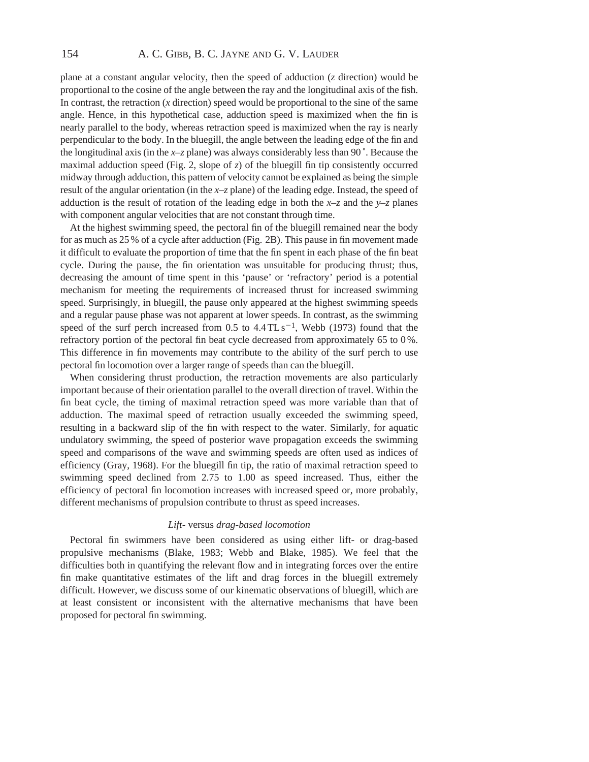plane at a constant angular velocity, then the speed of adduction ($z$ direction) would be proportional to the cosine of the angle between the ray and the longitudinal axis of the fish. In contrast, the retraction ($x$ direction) speed would be proportional to the sine of the same angle. Hence, in this hypothetical case, adduction speed is maximized when the fin is nearly parallel to the body, whereas retraction speed is maximized when the ray is nearly perpendicular to the body. In the bluegill, the angle between the leading edge of the fin and the longitudinal axis (in the $x$–$z$ plane) was always considerably less than 90˚. Because the maximal adduction speed (Fig. 2, slope of $z$) of the bluegill fin tip consistently occurred midway through adduction, this pattern of velocity cannot be explained as being the simple result of the angular orientation (in the $x$–$z$ plane) of the leading edge. Instead, the speed of adduction is the result of rotation of the leading edge in both the $x$–$z$ and the $y$–$z$ planes with component angular velocities that are not constant through time.

At the highest swimming speed, the pectoral fin of the bluegill remained near the body for as much as 25% of a cycle after adduction (Fig. 2B). This pause in fin movement made it difficult to evaluate the proportion of time that the fin spent in each phase of the fin beat cycle. During the pause, the fin orientation was unsuitable for producing thrust; thus, decreasing the amount of time spent in this 'pause' or 'refractory' period is a potential mechanism for meeting the requirements of increased thrust for increased swimming speed. Surprisingly, in bluegill, the pause only appeared at the highest swimming speeds and a regular pause phase was not apparent at lower speeds. In contrast, as the swimming speed of the surf perch increased from 0.5 to 4.4 TL $s^{-1}$, Webb (1973) found that the refractory portion of the pectoral fin beat cycle decreased from approximately 65 to 0%. This difference in fin movements may contribute to the ability of the surf perch to use pectoral fin locomotion over a larger range of speeds than can the bluegill.

When considering thrust production, the retraction movements are also particularly important because of their orientation parallel to the overall direction of travel. Within the fin beat cycle, the timing of maximal retraction speed was more variable than that of adduction. The maximal speed of retraction usually exceeded the swimming speed, resulting in a backward slip of the fin with respect to the water. Similarly, for aquatic undulatory swimming, the speed of posterior wave propagation exceeds the swimming speed and comparisons of the wave and swimming speeds are often used as indices of efficiency (Gray, 1968). For the bluegill fin tip, the ratio of maximal retraction speed to swimming speed declined from 2.75 to 1.00 as speed increased. Thus, either the efficiency of pectoral fin locomotion increases with increased speed or, more probably, different mechanisms of propulsion contribute to thrust as speed increases.

### *Lift-* versus *drag-based locomotion*

Pectoral fin swimmers have been considered as using either lift- or drag-based propulsive mechanisms (Blake, 1983; Webb and Blake, 1985). We feel that the difficulties both in quantifying the relevant flow and in integrating forces over the entire fin make quantitative estimates of the lift and drag forces in the bluegill extremely difficult. However, we discuss some of our kinematic observations of bluegill, which are at least consistent or inconsistent with the alternative mechanisms that have been proposed for pectoral fin swimming.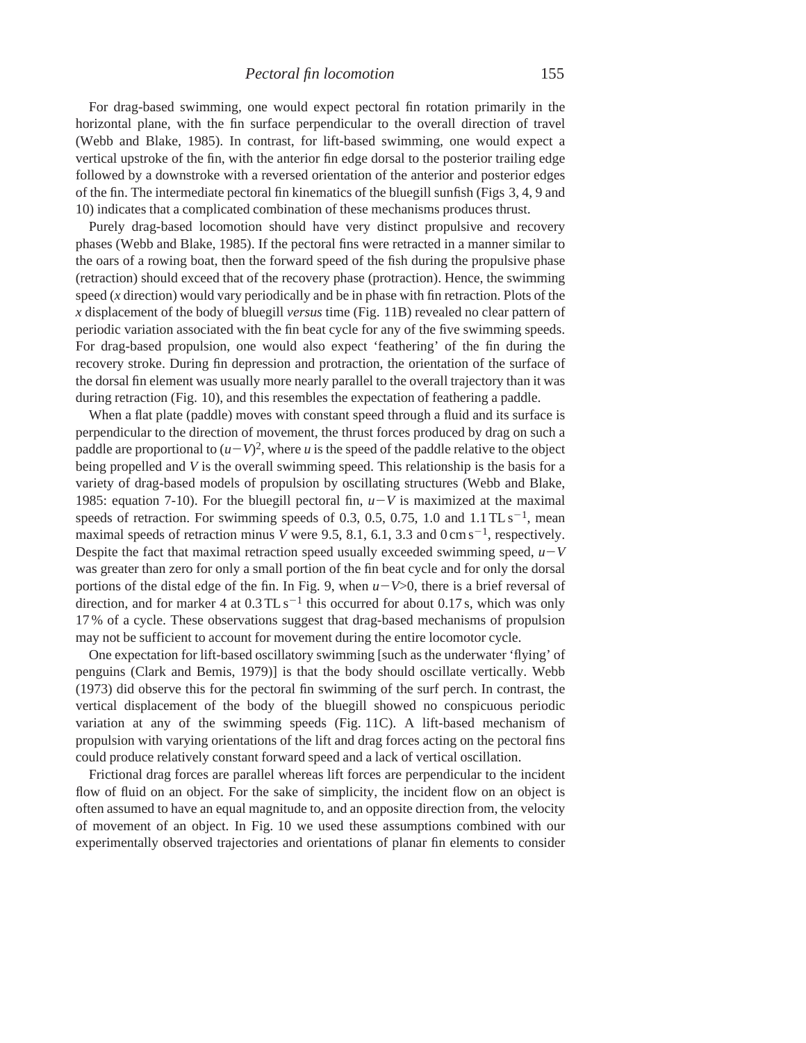For drag-based swimming, one would expect pectoral fin rotation primarily in the horizontal plane, with the fin surface perpendicular to the overall direction of travel (Webb and Blake, 1985). In contrast, for lift-based swimming, one would expect a vertical upstroke of the fin, with the anterior fin edge dorsal to the posterior trailing edge followed by a downstroke with a reversed orientation of the anterior and posterior edges of the fin. The intermediate pectoral fin kinematics of the bluegill sunfish (Figs 3, 4, 9 and 10) indicates that a complicated combination of these mechanisms produces thrust.

Purely drag-based locomotion should have very distinct propulsive and recovery phases (Webb and Blake, 1985). If the pectoral fins were retracted in a manner similar to the oars of a rowing boat, then the forward speed of the fish during the propulsive phase (retraction) should exceed that of the recovery phase (protraction). Hence, the swimming speed ($x$ direction) would vary periodically and be in phase with fin retraction. Plots of the $x$ displacement of the body of bluegill *versus* time (Fig. 11B) revealed no clear pattern of periodic variation associated with the fin beat cycle for any of the five swimming speeds. For drag-based propulsion, one would also expect 'feathering' of the fin during the recovery stroke. During fin depression and protraction, the orientation of the surface of the dorsal fin element was usually more nearly parallel to the overall trajectory than it was during retraction (Fig. 10), and this resembles the expectation of feathering a paddle.

When a flat plate (paddle) moves with constant speed through a fluid and its surface is perpendicular to the direction of movement, the thrust forces produced by drag on such a paddle are proportional to $(u-V)^2$, where $u$ is the speed of the paddle relative to the object being propelled and $V$ is the overall swimming speed. This relationship is the basis for a variety of drag-based models of propulsion by oscillating structures (Webb and Blake, 1985: equation 7-10). For the bluegill pectoral fin, $u-V$ is maximized at the maximal speeds of retraction. For swimming speeds of 0.3, 0.5, 0.75, 1.0 and 1.1 $\mathrm{TL\,s^{-1}}$, mean maximal speeds of retraction minus $V$ were 9.5, 8.1, 6.1, 3.3 and 0 $\mathrm{cm\,s^{-1}}$, respectively. Despite the fact that maximal retraction speed usually exceeded swimming speed, $u-V$ was greater than zero for only a small portion of the fin beat cycle and for only the dorsal portions of the distal edge of the fin. In Fig. 9, when $u-V>0$, there is a brief reversal of direction, and for marker 4 at 0.3 $\mathrm{TL\,s^{-1}}$ this occurred for about 0.17 s, which was only 17 % of a cycle. These observations suggest that drag-based mechanisms of propulsion may not be sufficient to account for movement during the entire locomotor cycle.

One expectation for lift-based oscillatory swimming [such as the underwater 'flying' of penguins (Clark and Bemis, 1979)] is that the body should oscillate vertically. Webb (1973) did observe this for the pectoral fin swimming of the surf perch. In contrast, the vertical displacement of the body of the bluegill showed no conspicuous periodic variation at any of the swimming speeds (Fig. 11C). A lift-based mechanism of propulsion with varying orientations of the lift and drag forces acting on the pectoral fins could produce relatively constant forward speed and a lack of vertical oscillation.

Frictional drag forces are parallel whereas lift forces are perpendicular to the incident flow of fluid on an object. For the sake of simplicity, the incident flow on an object is often assumed to have an equal magnitude to, and an opposite direction from, the velocity of movement of an object. In Fig. 10 we used these assumptions combined with our experimentally observed trajectories and orientations of planar fin elements to consider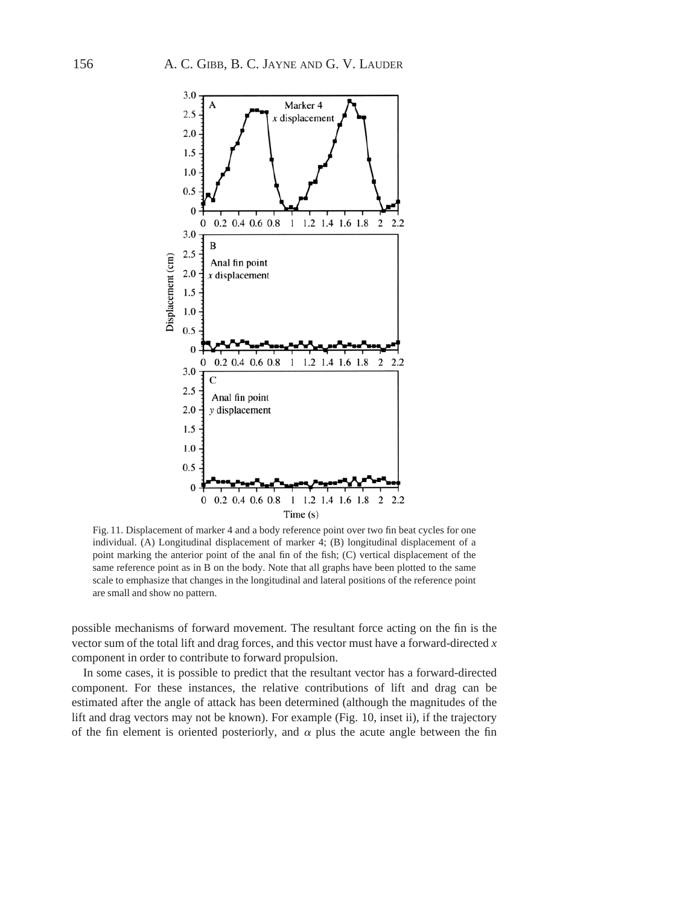Fig. 11. Displacement of marker 4 and a body reference point over two fin beat cycles for one individual. (A) Longitudinal displacement of marker 4; (B) longitudinal displacement of a point marking the anterior point of the anal fin of the fish; (C) vertical displacement of the same reference point as in B on the body. Note that all graphs have been plotted to the same scale to emphasize that changes in the longitudinal and lateral positions of the reference point are small and show no pattern.

possible mechanisms of forward movement. The resultant force acting on the fin is the vector sum of the total lift and drag forces, and this vector must have a forward-directed $x$ component in order to contribute to forward propulsion.

In some cases, it is possible to predict that the resultant vector has a forward-directed component. For these instances, the relative contributions of lift and drag can be estimated after the angle of attack has been determined (although the magnitudes of the lift and drag vectors may not be known). For example (Fig. 10, inset ii), if the trajectory of the fin element is oriented posteriorly, and $\alpha$ plus the acute angle between the fin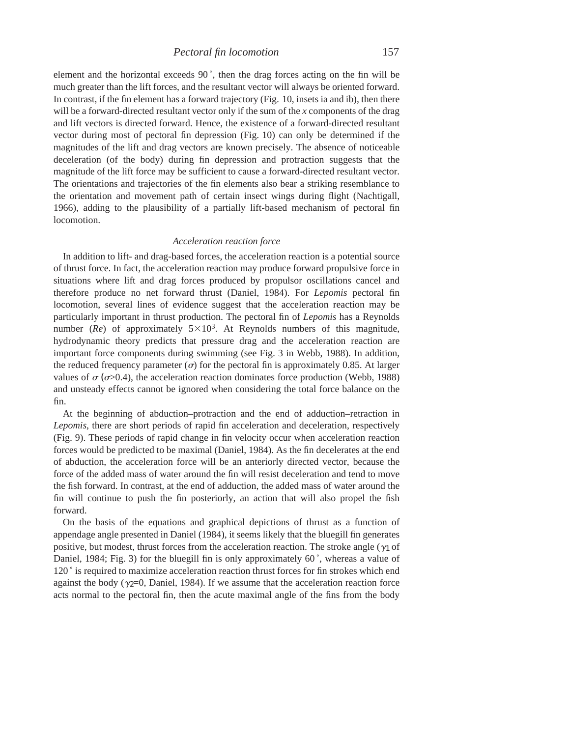element and the horizontal exceeds 90˚, then the drag forces acting on the fin will be much greater than the lift forces, and the resultant vector will always be oriented forward. In contrast, if the fin element has a forward trajectory (Fig. 10, insets ia and ib), then there will be a forward-directed resultant vector only if the sum of the *x* components of the drag and lift vectors is directed forward. Hence, the existence of a forward-directed resultant vector during most of pectoral fin depression (Fig. 10) can only be determined if the magnitudes of the lift and drag vectors are known precisely. The absence of noticeable deceleration (of the body) during fin depression and protraction suggests that the magnitude of the lift force may be sufficient to cause a forward-directed resultant vector. The orientations and trajectories of the fin elements also bear a striking resemblance to the orientation and movement path of certain insect wings during flight (Nachtigall, 1966), adding to the plausibility of a partially lift-based mechanism of pectoral fin locomotion.

### *Acceleration reaction force*

In addition to lift- and drag-based forces, the acceleration reaction is a potential source of thrust force. In fact, the acceleration reaction may produce forward propulsive force in situations where lift and drag forces produced by propulsor oscillations cancel and therefore produce no net forward thrust (Daniel, 1984). For *Lepomis* pectoral fin locomotion, several lines of evidence suggest that the acceleration reaction may be particularly important in thrust production. The pectoral fin of *Lepomis* has a Reynolds number (*Re*) of approximately $5\times10^3$. At Reynolds numbers of this magnitude, hydrodynamic theory predicts that pressure drag and the acceleration reaction are important force components during swimming (see Fig. 3 in Webb, 1988). In addition, the reduced frequency parameter ($\sigma$) for the pectoral fin is approximately 0.85. At larger values of $\sigma$ ($\sigma$>0.4), the acceleration reaction dominates force production (Webb, 1988) and unsteady effects cannot be ignored when considering the total force balance on the fin.

At the beginning of abduction–protraction and the end of adduction–retraction in *Lepomis*, there are short periods of rapid fin acceleration and deceleration, respectively (Fig. 9). These periods of rapid change in fin velocity occur when acceleration reaction forces would be predicted to be maximal (Daniel, 1984). As the fin decelerates at the end of abduction, the acceleration force will be an anteriorly directed vector, because the force of the added mass of water around the fin will resist deceleration and tend to move the fish forward. In contrast, at the end of adduction, the added mass of water around the fin will continue to push the fin posteriorly, an action that will also propel the fish forward.

On the basis of the equations and graphical depictions of thrust as a function of appendage angle presented in Daniel (1984), it seems likely that the bluegill fin generates positive, but modest, thrust forces from the acceleration reaction. The stroke angle ($\gamma_1$ of Daniel, 1984; Fig. 3) for the bluegill fin is only approximately 60˚, whereas a value of 120˚ is required to maximize acceleration reaction thrust forces for fin strokes which end against the body ($\gamma_2$=0, Daniel, 1984). If we assume that the acceleration reaction force acts normal to the pectoral fin, then the acute maximal angle of the fins from the body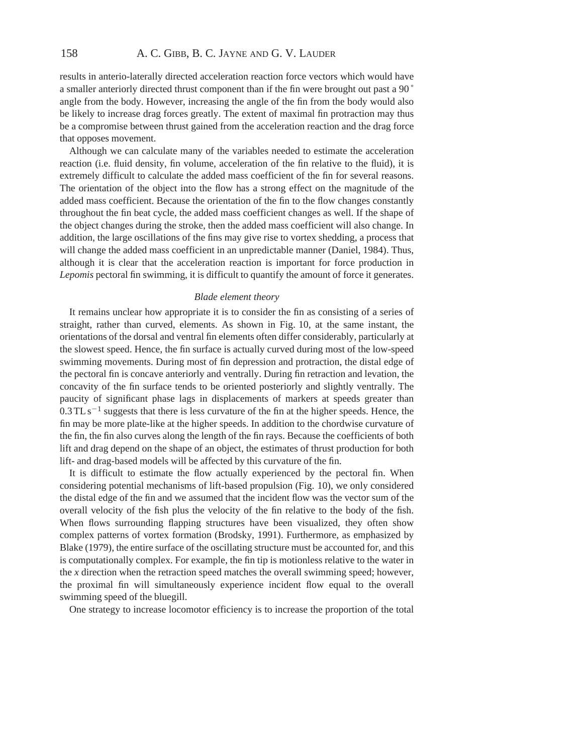results in anterio-laterally directed acceleration reaction force vectors which would have a smaller anteriorly directed thrust component than if the fin were brought out past a 90 ˚ angle from the body. However, increasing the angle of the fin from the body would also be likely to increase drag forces greatly. The extent of maximal fin protraction may thus be a compromise between thrust gained from the acceleration reaction and the drag force that opposes movement.

Although we can calculate many of the variables needed to estimate the acceleration reaction (i.e. fluid density, fin volume, acceleration of the fin relative to the fluid), it is extremely difficult to calculate the added mass coefficient of the fin for several reasons. The orientation of the object into the flow has a strong effect on the magnitude of the added mass coefficient. Because the orientation of the fin to the flow changes constantly throughout the fin beat cycle, the added mass coefficient changes as well. If the shape of the object changes during the stroke, then the added mass coefficient will also change. In addition, the large oscillations of the fins may give rise to vortex shedding, a process that will change the added mass coefficient in an unpredictable manner (Daniel, 1984). Thus, although it is clear that the acceleration reaction is important for force production in *Lepomis* pectoral fin swimming, it is difficult to quantify the amount of force it generates.

### *Blade element theory*

It remains unclear how appropriate it is to consider the fin as consisting of a series of straight, rather than curved, elements. As shown in Fig. 10, at the same instant, the orientations of the dorsal and ventral fin elements often differ considerably, particularly at the slowest speed. Hence, the fin surface is actually curved during most of the low-speed swimming movements. During most of fin depression and protraction, the distal edge of the pectoral fin is concave anteriorly and ventrally. During fin retraction and levation, the concavity of the fin surface tends to be oriented posteriorly and slightly ventrally. The paucity of significant phase lags in displacements of markers at speeds greater than $0.3\,\mathrm{TL\,s^{-1}}$ suggests that there is less curvature of the fin at the higher speeds. Hence, the fin may be more plate-like at the higher speeds. In addition to the chordwise curvature of the fin, the fin also curves along the length of the fin rays. Because the coefficients of both lift and drag depend on the shape of an object, the estimates of thrust production for both lift- and drag-based models will be affected by this curvature of the fin.

It is difficult to estimate the flow actually experienced by the pectoral fin. When considering potential mechanisms of lift-based propulsion (Fig. 10), we only considered the distal edge of the fin and we assumed that the incident flow was the vector sum of the overall velocity of the fish plus the velocity of the fin relative to the body of the fish. When flows surrounding flapping structures have been visualized, they often show complex patterns of vortex formation (Brodsky, 1991). Furthermore, as emphasized by Blake (1979), the entire surface of the oscillating structure must be accounted for, and this is computationally complex. For example, the fin tip is motionless relative to the water in the $x$ direction when the retraction speed matches the overall swimming speed; however, the proximal fin will simultaneously experience incident flow equal to the overall swimming speed of the bluegill.

One strategy to increase locomotor efficiency is to increase the proportion of the total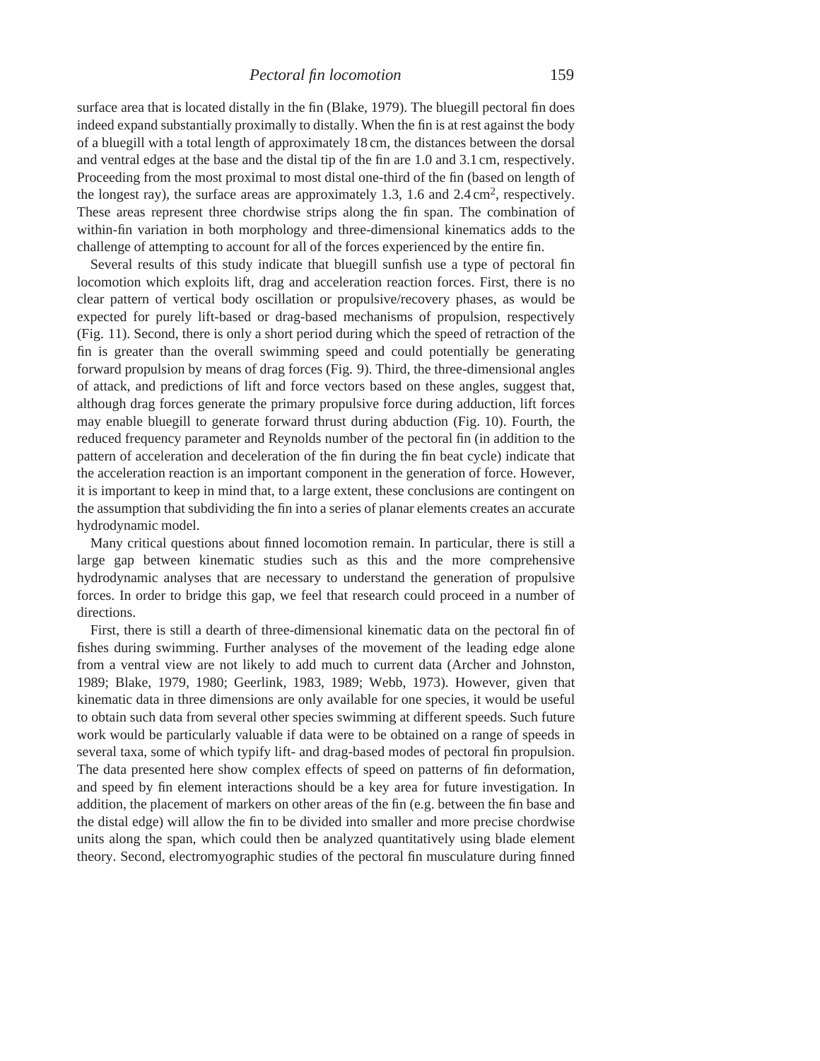surface area that is located distally in the fin (Blake, 1979). The bluegill pectoral fin does indeed expand substantially proximally to distally. When the fin is at rest against the body of a bluegill with a total length of approximately 18 cm, the distances between the dorsal and ventral edges at the base and the distal tip of the fin are 1.0 and 3.1 cm, respectively. Proceeding from the most proximal to most distal one-third of the fin (based on length of the longest ray), the surface areas are approximately 1.3, 1.6 and 2.4 $cm^2$, respectively. These areas represent three chordwise strips along the fin span. The combination of within-fin variation in both morphology and three-dimensional kinematics adds to the challenge of attempting to account for all of the forces experienced by the entire fin.

Several results of this study indicate that bluegill sunfish use a type of pectoral fin locomotion which exploits lift, drag and acceleration reaction forces. First, there is no clear pattern of vertical body oscillation or propulsive/recovery phases, as would be expected for purely lift-based or drag-based mechanisms of propulsion, respectively (Fig. 11). Second, there is only a short period during which the speed of retraction of the fin is greater than the overall swimming speed and could potentially be generating forward propulsion by means of drag forces (Fig. 9). Third, the three-dimensional angles of attack, and predictions of lift and force vectors based on these angles, suggest that, although drag forces generate the primary propulsive force during adduction, lift forces may enable bluegill to generate forward thrust during abduction (Fig. 10). Fourth, the reduced frequency parameter and Reynolds number of the pectoral fin (in addition to the pattern of acceleration and deceleration of the fin during the fin beat cycle) indicate that the acceleration reaction is an important component in the generation of force. However, it is important to keep in mind that, to a large extent, these conclusions are contingent on the assumption that subdividing the fin into a series of planar elements creates an accurate hydrodynamic model.

Many critical questions about finned locomotion remain. In particular, there is still a large gap between kinematic studies such as this and the more comprehensive hydrodynamic analyses that are necessary to understand the generation of propulsive forces. In order to bridge this gap, we feel that research could proceed in a number of directions.

First, there is still a dearth of three-dimensional kinematic data on the pectoral fin of fishes during swimming. Further analyses of the movement of the leading edge alone from a ventral view are not likely to add much to current data (Archer and Johnston, 1989; Blake, 1979, 1980; Geerlink, 1983, 1989; Webb, 1973). However, given that kinematic data in three dimensions are only available for one species, it would be useful to obtain such data from several other species swimming at different speeds. Such future work would be particularly valuable if data were to be obtained on a range of speeds in several taxa, some of which typify lift- and drag-based modes of pectoral fin propulsion. The data presented here show complex effects of speed on patterns of fin deformation, and speed by fin element interactions should be a key area for future investigation. In addition, the placement of markers on other areas of the fin (e.g. between the fin base and the distal edge) will allow the fin to be divided into smaller and more precise chordwise units along the span, which could then be analyzed quantitatively using blade element theory. Second, electromyographic studies of the pectoral fin musculature during finned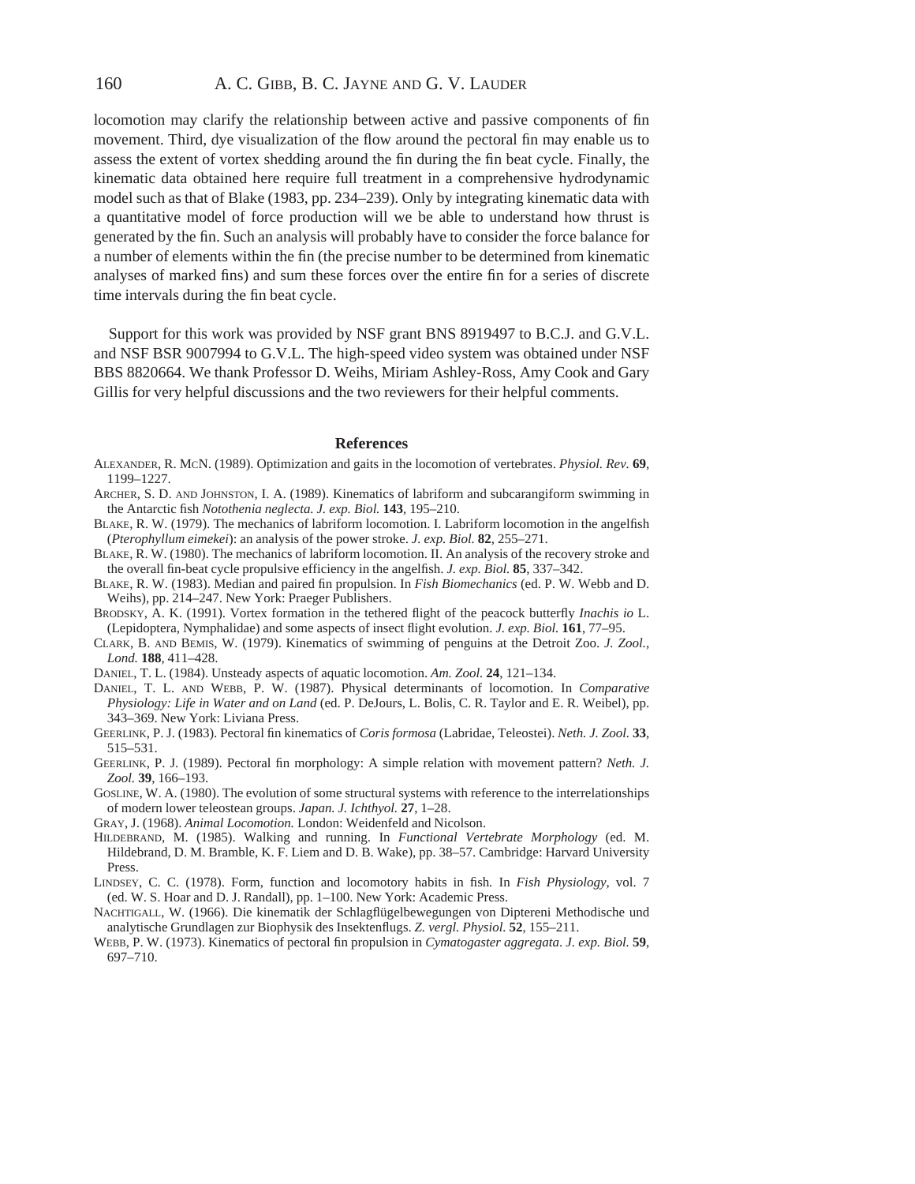locomotion may clarify the relationship between active and passive components of fin movement. Third, dye visualization of the flow around the pectoral fin may enable us to assess the extent of vortex shedding around the fin during the fin beat cycle. Finally, the kinematic data obtained here require full treatment in a comprehensive hydrodynamic model such as that of Blake (1983, pp. 234–239). Only by integrating kinematic data with a quantitative model of force production will we be able to understand how thrust is generated by the fin. Such an analysis will probably have to consider the force balance for a number of elements within the fin (the precise number to be determined from kinematic analyses of marked fins) and sum these forces over the entire fin for a series of discrete time intervals during the fin beat cycle.

Support for this work was provided by NSF grant BNS 8919497 to B.C.J. and G.V.L. and NSF BSR 9007994 to G.V.L. The high-speed video system was obtained under NSF BBS 8820664. We thank Professor D. Weihs, Miriam Ashley-Ross, Amy Cook and Gary Gillis for very helpful discussions and the two reviewers for their helpful comments.

## References

Alexander, R. McN. (1989). Optimization and gaits in the locomotion of vertebrates. *Physiol. Rev.* **69**, 1199–1227.

Archer, S. D. and Johnston, I. A. (1989). Kinematics of labriform and subcarangiform swimming in the Antarctic fish *Notothenia neglecta. J. exp. Biol.* **143**, 195–210.

Blake, R. W. (1979). The mechanics of labriform locomotion. I. Labriform locomotion in the angelfish (*Pterophyllum eimekei*): an analysis of the power stroke. *J. exp. Biol.* **82**, 255–271.

Blake, R. W. (1980). The mechanics of labriform locomotion. II. An analysis of the recovery stroke and the overall fin-beat cycle propulsive efficiency in the angelfish. *J. exp. Biol.* **85**, 337–342.

Blake, R. W. (1983). Median and paired fin propulsion. In *Fish Biomechanics* (ed. P. W. Webb and D. Weihs), pp. 214–247. New York: Praeger Publishers.

Brodsky, A. K. (1991). Vortex formation in the tethered flight of the peacock butterfly *Inachis io* L. (Lepidoptera, Nymphalidae) and some aspects of insect flight evolution. *J. exp. Biol.* **161**, 77–95.

Clark, B. and Bemis, W. (1979). Kinematics of swimming of penguins at the Detroit Zoo. *J. Zool., Lond.* **188**, 411–428.

Daniel, T. L. (1984). Unsteady aspects of aquatic locomotion. *Am. Zool.* **24**, 121–134.

Daniel, T. L. and Webb, P. W. (1987). Physical determinants of locomotion. In *Comparative Physiology: Life in Water and on Land* (ed. P. DeJours, L. Bolis, C. R. Taylor and E. R. Weibel), pp. 343–369. New York: Liviana Press.

Geerlink, P. J. (1983). Pectoral fin kinematics of *Coris formosa* (Labridae, Teleostei). *Neth. J. Zool.* **33**, 515–531.

Geerlink, P. J. (1989). Pectoral fin morphology: A simple relation with movement pattern? *Neth. J. Zool.* **39**, 166–193.

Gosline, W. A. (1980). The evolution of some structural systems with reference to the interrelationships of modern lower teleostean groups. *Japan. J. Ichthyol.* **27**, 1–28.

Gray, J. (1968). *Animal Locomotion.* London: Weidenfeld and Nicolson.

Hildebrand, M. (1985). Walking and running. In *Functional Vertebrate Morphology* (ed. M. Hildebrand, D. M. Bramble, K. F. Liem and D. B. Wake), pp. 38–57. Cambridge: Harvard University Press.

Lindsey, C. C. (1978). Form, function and locomotory habits in fish. In *Fish Physiology*, vol. 7 (ed. W. S. Hoar and D. J. Randall), pp. 1–100. New York: Academic Press.

Nachtigall, W. (1966). Die kinematik der Schlagflügelbewegungen von Diptereni Methodische und analytische Grundlagen zur Biophysik des Insektenflugs. *Z. vergl. Physiol.* **52**, 155–211.

Webb, P. W. (1973). Kinematics of pectoral fin propulsion in *Cymatogaster aggregata*. *J. exp. Biol.* **59**, 697–710.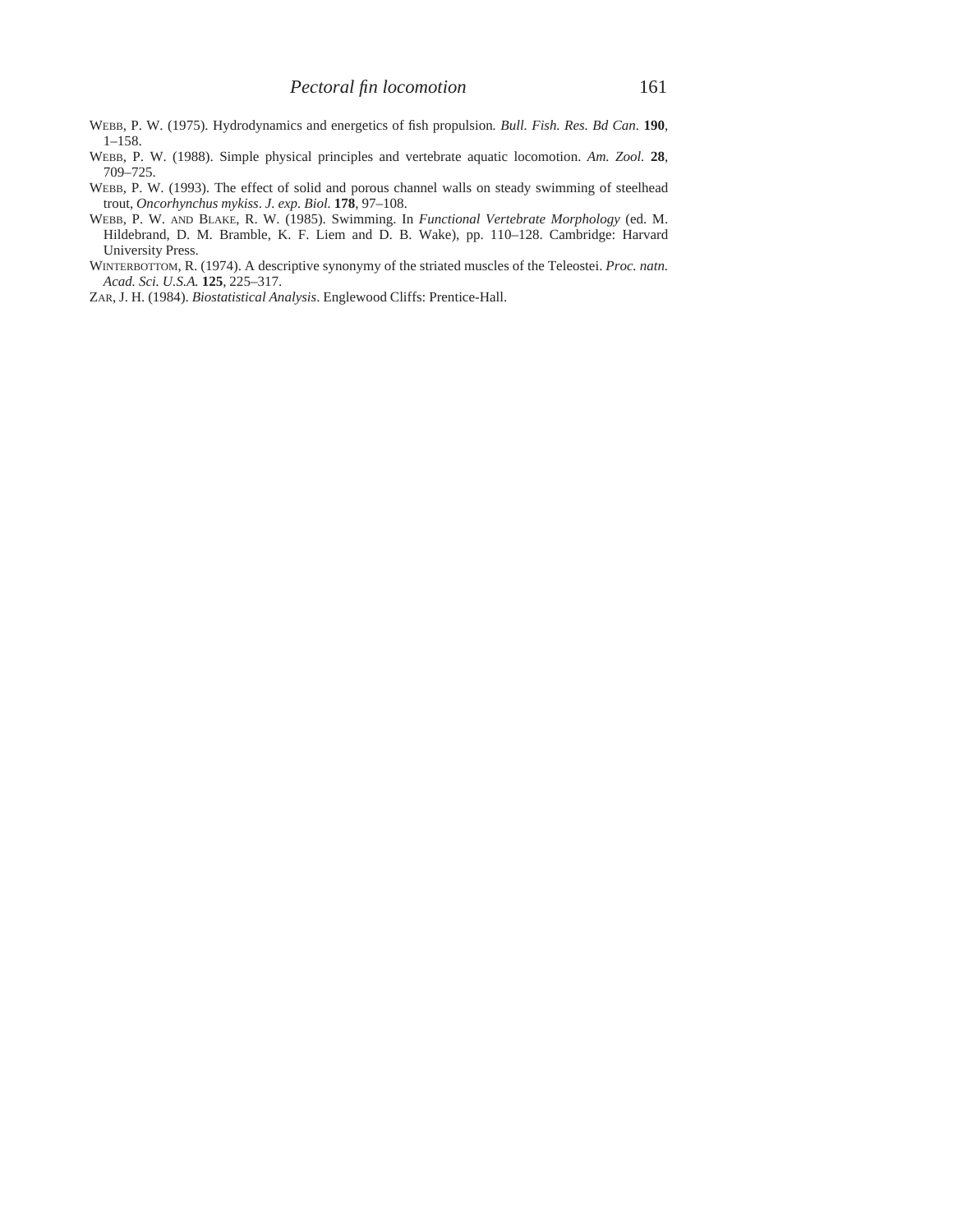WEBB, P. W. (1975). Hydrodynamics and energetics of fish propulsion. *Bull. Fish. Res. Bd Can.* **190**, 1–158.

WEBB, P. W. (1988). Simple physical principles and vertebrate aquatic locomotion. *Am. Zool.* **28**, 709–725.

WEBB, P. W. (1993). The effect of solid and porous channel walls on steady swimming of steelhead trout, *Oncorhynchus mykiss*. *J. exp. Biol.* **178**, 97–108.

WEBB, P. W. AND BLAKE, R. W. (1985). Swimming. In *Functional Vertebrate Morphology* (ed. M. Hildebrand, D. M. Bramble, K. F. Liem and D. B. Wake), pp. 110–128. Cambridge: Harvard University Press.

WINTERBOTTOM, R. (1974). A descriptive synonymy of the striated muscles of the Teleostei. *Proc. natn. Acad. Sci. U.S.A.* **125**, 225–317.

ZAR, J. H. (1984). *Biostatistical Analysis*. Englewood Cliffs: Prentice-Hall.